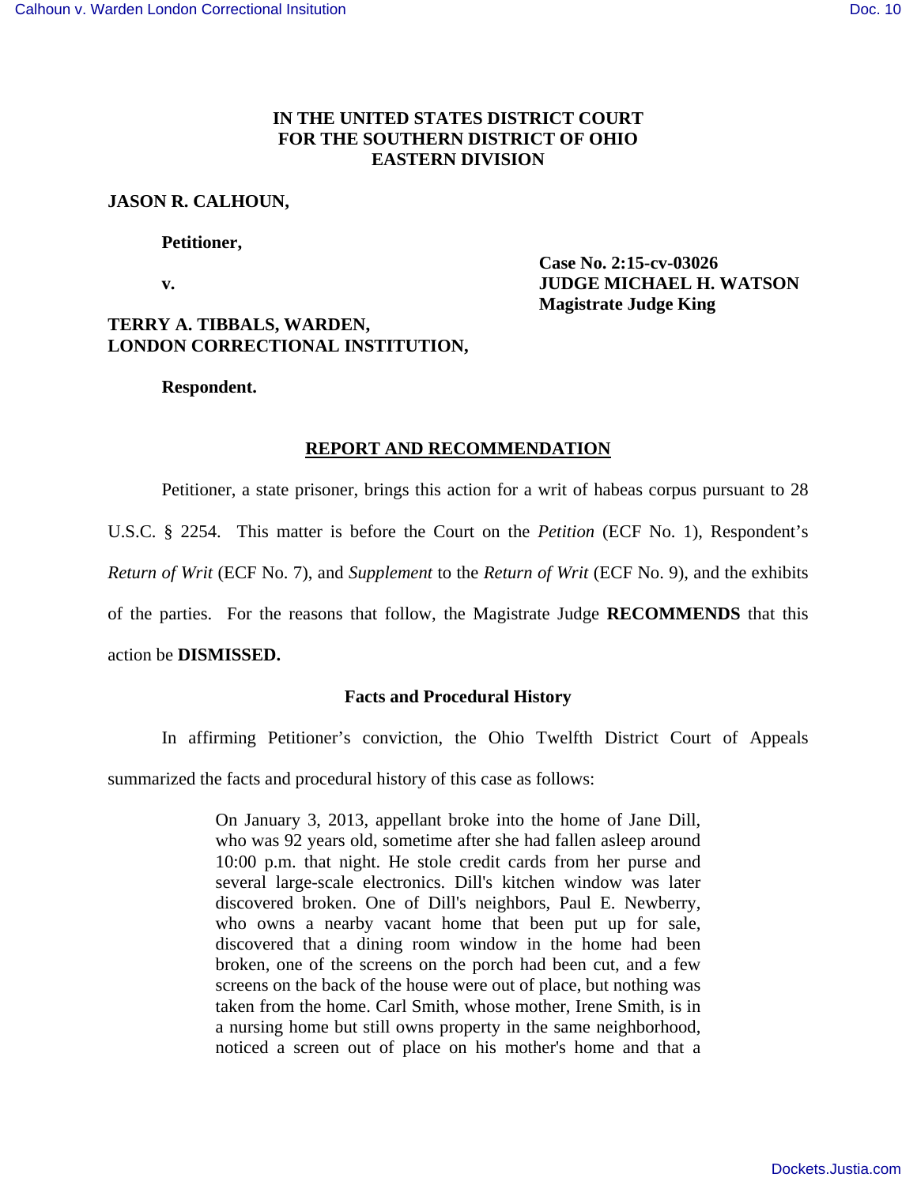**IN THE UNITED STATES DISTRICT COURT**
**FOR THE SOUTHERN DISTRICT OF OHIO**
**EASTERN DIVISION**

**JASON R. CALHOUN,**

**Petitioner,**

**v.**

**Case No. 2:15-cv-03026**
**JUDGE MICHAEL H. WATSON**
**Magistrate Judge King**

**TERRY A. TIBBALS, WARDEN,**
**LONDON CORRECTIONAL INSTITUTION,**

**Respondent.**

## REPORT AND RECOMMENDATION

Petitioner, a state prisoner, brings this action for a writ of habeas corpus pursuant to 28 U.S.C. § 2254. This matter is before the Court on the *Petition* (ECF No. 1), Respondent's *Return of Writ* (ECF No. 7), and *Supplement* to the *Return of Writ* (ECF No. 9), and the exhibits of the parties. For the reasons that follow, the Magistrate Judge **RECOMMENDS** that this action be **DISMISSED.**

### Facts and Procedural History

In affirming Petitioner's conviction, the Ohio Twelfth District Court of Appeals summarized the facts and procedural history of this case as follows:

> On January 3, 2013, appellant broke into the home of Jane Dill, who was 92 years old, sometime after she had fallen asleep around 10:00 p.m. that night. He stole credit cards from her purse and several large-scale electronics. Dill's kitchen window was later discovered broken. One of Dill's neighbors, Paul E. Newberry, who owns a nearby vacant home that been put up for sale, discovered that a dining room window in the home had been broken, one of the screens on the porch had been cut, and a few screens on the back of the house were out of place, but nothing was taken from the home. Carl Smith, whose mother, Irene Smith, is in a nursing home but still owns property in the same neighborhood, noticed a screen out of place on his mother's home and that a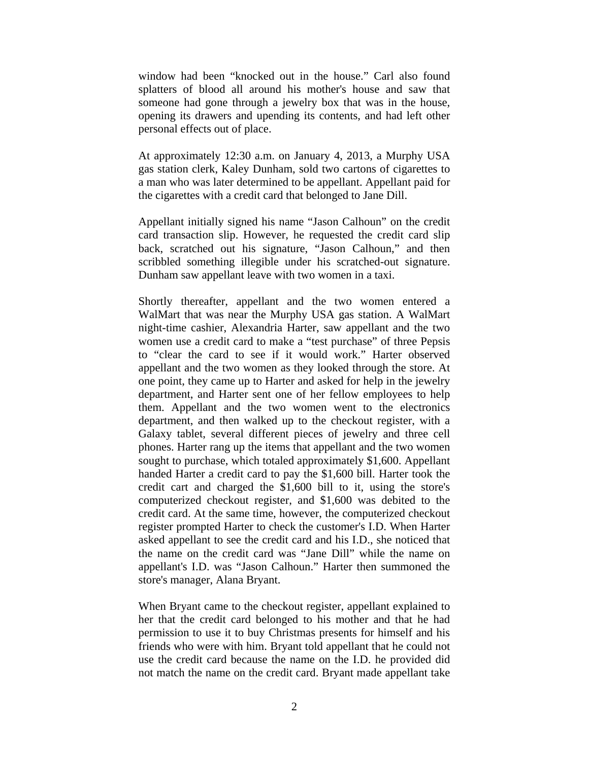window had been "knocked out in the house." Carl also found splatters of blood all around his mother's house and saw that someone had gone through a jewelry box that was in the house, opening its drawers and upending its contents, and had left other personal effects out of place.

At approximately 12:30 a.m. on January 4, 2013, a Murphy USA gas station clerk, Kaley Dunham, sold two cartons of cigarettes to a man who was later determined to be appellant. Appellant paid for the cigarettes with a credit card that belonged to Jane Dill.

Appellant initially signed his name "Jason Calhoun" on the credit card transaction slip. However, he requested the credit card slip back, scratched out his signature, "Jason Calhoun," and then scribbled something illegible under his scratched-out signature. Dunham saw appellant leave with two women in a taxi.

Shortly thereafter, appellant and the two women entered a WalMart that was near the Murphy USA gas station. A WalMart night-time cashier, Alexandria Harter, saw appellant and the two women use a credit card to make a "test purchase" of three Pepsis to "clear the card to see if it would work." Harter observed appellant and the two women as they looked through the store. At one point, they came up to Harter and asked for help in the jewelry department, and Harter sent one of her fellow employees to help them. Appellant and the two women went to the electronics department, and then walked up to the checkout register, with a Galaxy tablet, several different pieces of jewelry and three cell phones. Harter rang up the items that appellant and the two women sought to purchase, which totaled approximately $1,600. Appellant handed Harter a credit card to pay the $1,600 bill. Harter took the credit cart and charged the $1,600 bill to it, using the store's computerized checkout register, and $1,600 was debited to the credit card. At the same time, however, the computerized checkout register prompted Harter to check the customer's I.D. When Harter asked appellant to see the credit card and his I.D., she noticed that the name on the credit card was "Jane Dill" while the name on appellant's I.D. was "Jason Calhoun." Harter then summoned the store's manager, Alana Bryant.

When Bryant came to the checkout register, appellant explained to her that the credit card belonged to his mother and that he had permission to use it to buy Christmas presents for himself and his friends who were with him. Bryant told appellant that he could not use the credit card because the name on the I.D. he provided did not match the name on the credit card. Bryant made appellant take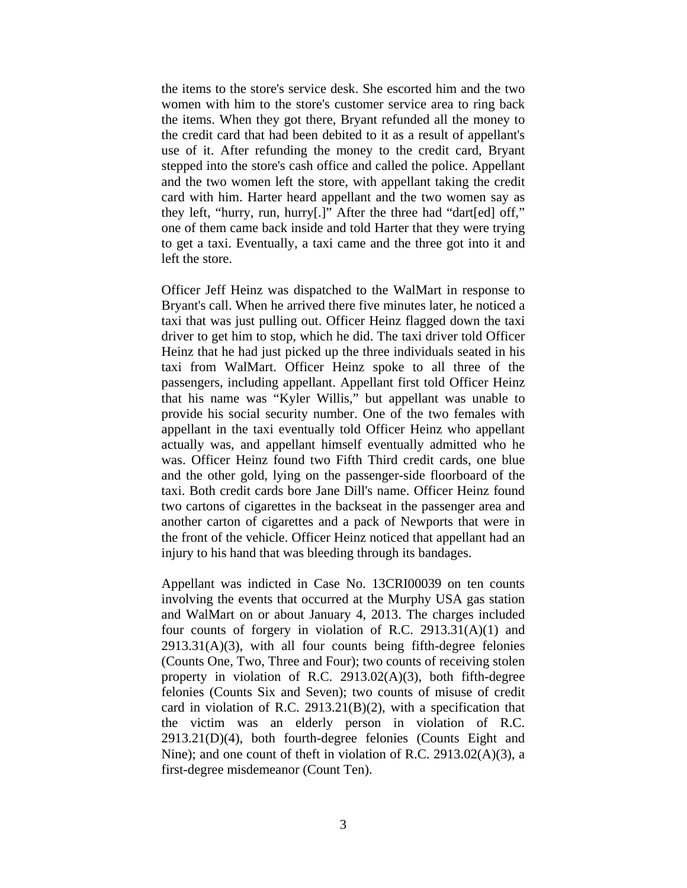the items to the store's service desk. She escorted him and the two women with him to the store's customer service area to ring back the items. When they got there, Bryant refunded all the money to the credit card that had been debited to it as a result of appellant's use of it. After refunding the money to the credit card, Bryant stepped into the store's cash office and called the police. Appellant and the two women left the store, with appellant taking the credit card with him. Harter heard appellant and the two women say as they left, "hurry, run, hurry[.]" After the three had "dart[ed] off," one of them came back inside and told Harter that they were trying to get a taxi. Eventually, a taxi came and the three got into it and left the store.

Officer Jeff Heinz was dispatched to the WalMart in response to Bryant's call. When he arrived there five minutes later, he noticed a taxi that was just pulling out. Officer Heinz flagged down the taxi driver to get him to stop, which he did. The taxi driver told Officer Heinz that he had just picked up the three individuals seated in his taxi from WalMart. Officer Heinz spoke to all three of the passengers, including appellant. Appellant first told Officer Heinz that his name was "Kyler Willis," but appellant was unable to provide his social security number. One of the two females with appellant in the taxi eventually told Officer Heinz who appellant actually was, and appellant himself eventually admitted who he was. Officer Heinz found two Fifth Third credit cards, one blue and the other gold, lying on the passenger-side floorboard of the taxi. Both credit cards bore Jane Dill's name. Officer Heinz found two cartons of cigarettes in the backseat in the passenger area and another carton of cigarettes and a pack of Newports that were in the front of the vehicle. Officer Heinz noticed that appellant had an injury to his hand that was bleeding through its bandages.

Appellant was indicted in Case No. 13CRI00039 on ten counts involving the events that occurred at the Murphy USA gas station and WalMart on or about January 4, 2013. The charges included four counts of forgery in violation of R.C. 2913.31(A)(1) and 2913.31(A)(3), with all four counts being fifth-degree felonies (Counts One, Two, Three and Four); two counts of receiving stolen property in violation of R.C. 2913.02(A)(3), both fifth-degree felonies (Counts Six and Seven); two counts of misuse of credit card in violation of R.C. 2913.21(B)(2), with a specification that the victim was an elderly person in violation of R.C. 2913.21(D)(4), both fourth-degree felonies (Counts Eight and Nine); and one count of theft in violation of R.C. 2913.02(A)(3), a first-degree misdemeanor (Count Ten).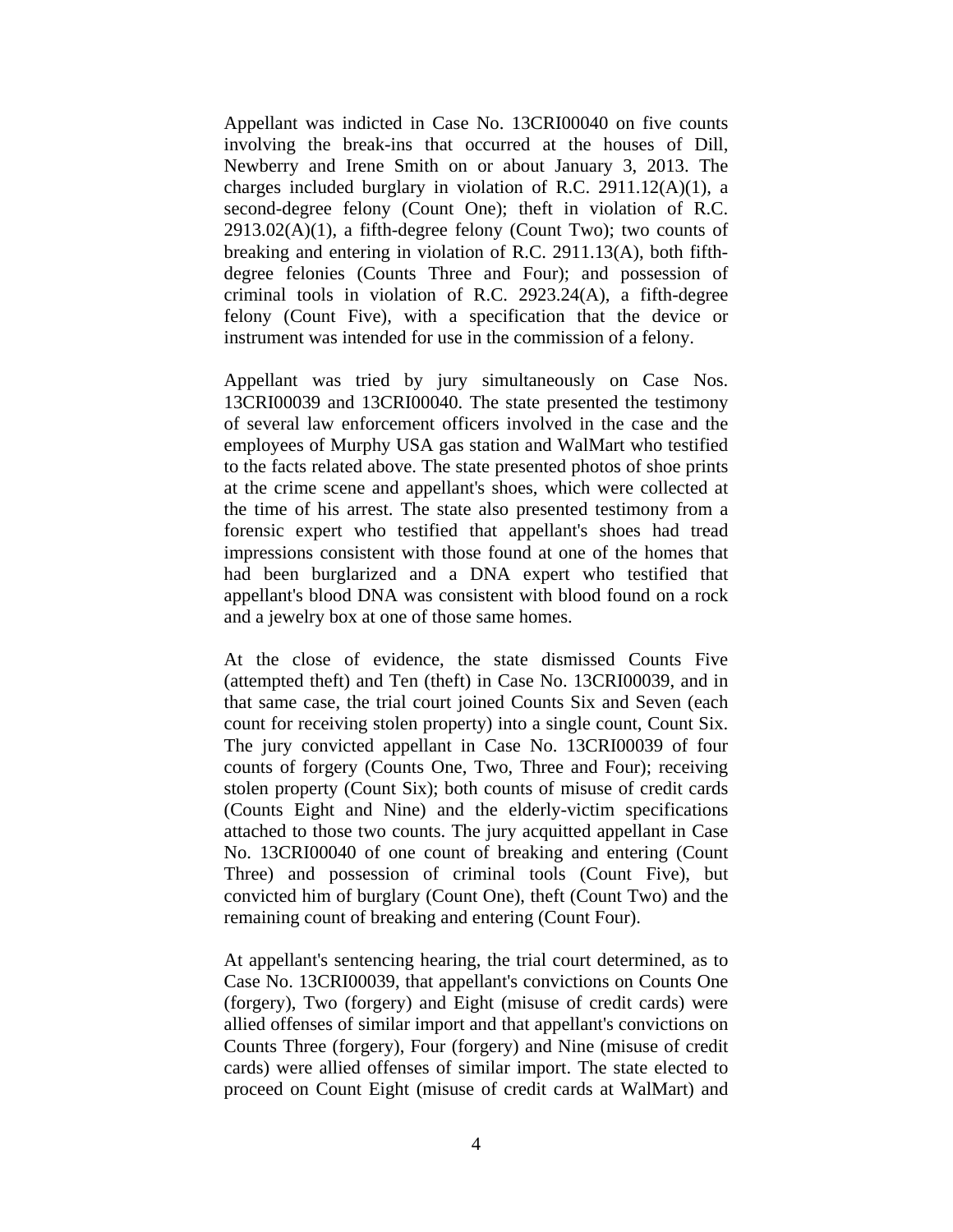Appellant was indicted in Case No. 13CRI00040 on five counts involving the break-ins that occurred at the houses of Dill, Newberry and Irene Smith on or about January 3, 2013. The charges included burglary in violation of R.C. 2911.12(A)(1), a second-degree felony (Count One); theft in violation of R.C. 2913.02(A)(1), a fifth-degree felony (Count Two); two counts of breaking and entering in violation of R.C. 2911.13(A), both fifth-degree felonies (Counts Three and Four); and possession of criminal tools in violation of R.C. 2923.24(A), a fifth-degree felony (Count Five), with a specification that the device or instrument was intended for use in the commission of a felony.

Appellant was tried by jury simultaneously on Case Nos. 13CRI00039 and 13CRI00040. The state presented the testimony of several law enforcement officers involved in the case and the employees of Murphy USA gas station and WalMart who testified to the facts related above. The state presented photos of shoe prints at the crime scene and appellant's shoes, which were collected at the time of his arrest. The state also presented testimony from a forensic expert who testified that appellant's shoes had tread impressions consistent with those found at one of the homes that had been burglarized and a DNA expert who testified that appellant's blood DNA was consistent with blood found on a rock and a jewelry box at one of those same homes.

At the close of evidence, the state dismissed Counts Five (attempted theft) and Ten (theft) in Case No. 13CRI00039, and in that same case, the trial court joined Counts Six and Seven (each count for receiving stolen property) into a single count, Count Six. The jury convicted appellant in Case No. 13CRI00039 of four counts of forgery (Counts One, Two, Three and Four); receiving stolen property (Count Six); both counts of misuse of credit cards (Counts Eight and Nine) and the elderly-victim specifications attached to those two counts. The jury acquitted appellant in Case No. 13CRI00040 of one count of breaking and entering (Count Three) and possession of criminal tools (Count Five), but convicted him of burglary (Count One), theft (Count Two) and the remaining count of breaking and entering (Count Four).

At appellant's sentencing hearing, the trial court determined, as to Case No. 13CRI00039, that appellant's convictions on Counts One (forgery), Two (forgery) and Eight (misuse of credit cards) were allied offenses of similar import and that appellant's convictions on Counts Three (forgery), Four (forgery) and Nine (misuse of credit cards) were allied offenses of similar import. The state elected to proceed on Count Eight (misuse of credit cards at WalMart) and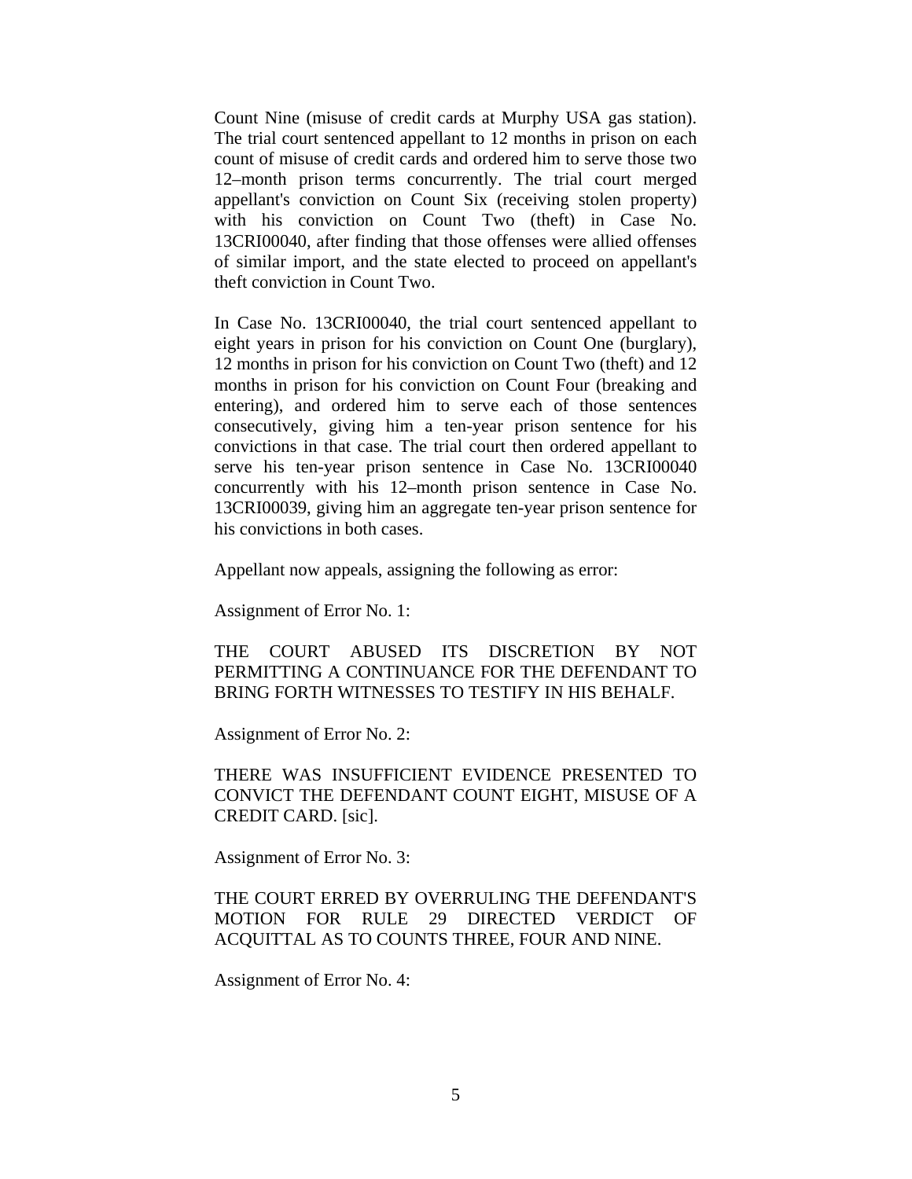Count Nine (misuse of credit cards at Murphy USA gas station). The trial court sentenced appellant to 12 months in prison on each count of misuse of credit cards and ordered him to serve those two 12–month prison terms concurrently. The trial court merged appellant's conviction on Count Six (receiving stolen property) with his conviction on Count Two (theft) in Case No. 13CRI00040, after finding that those offenses were allied offenses of similar import, and the state elected to proceed on appellant's theft conviction in Count Two.

In Case No. 13CRI00040, the trial court sentenced appellant to eight years in prison for his conviction on Count One (burglary), 12 months in prison for his conviction on Count Two (theft) and 12 months in prison for his conviction on Count Four (breaking and entering), and ordered him to serve each of those sentences consecutively, giving him a ten-year prison sentence for his convictions in that case. The trial court then ordered appellant to serve his ten-year prison sentence in Case No. 13CRI00040 concurrently with his 12–month prison sentence in Case No. 13CRI00039, giving him an aggregate ten-year prison sentence for his convictions in both cases.

Appellant now appeals, assigning the following as error:

Assignment of Error No. 1:

THE COURT ABUSED ITS DISCRETION BY NOT PERMITTING A CONTINUANCE FOR THE DEFENDANT TO BRING FORTH WITNESSES TO TESTIFY IN HIS BEHALF.

Assignment of Error No. 2:

THERE WAS INSUFFICIENT EVIDENCE PRESENTED TO CONVICT THE DEFENDANT COUNT EIGHT, MISUSE OF A CREDIT CARD. [sic].

Assignment of Error No. 3:

THE COURT ERRED BY OVERRULING THE DEFENDANT'S MOTION FOR RULE 29 DIRECTED VERDICT OF ACQUITTAL AS TO COUNTS THREE, FOUR AND NINE.

Assignment of Error No. 4: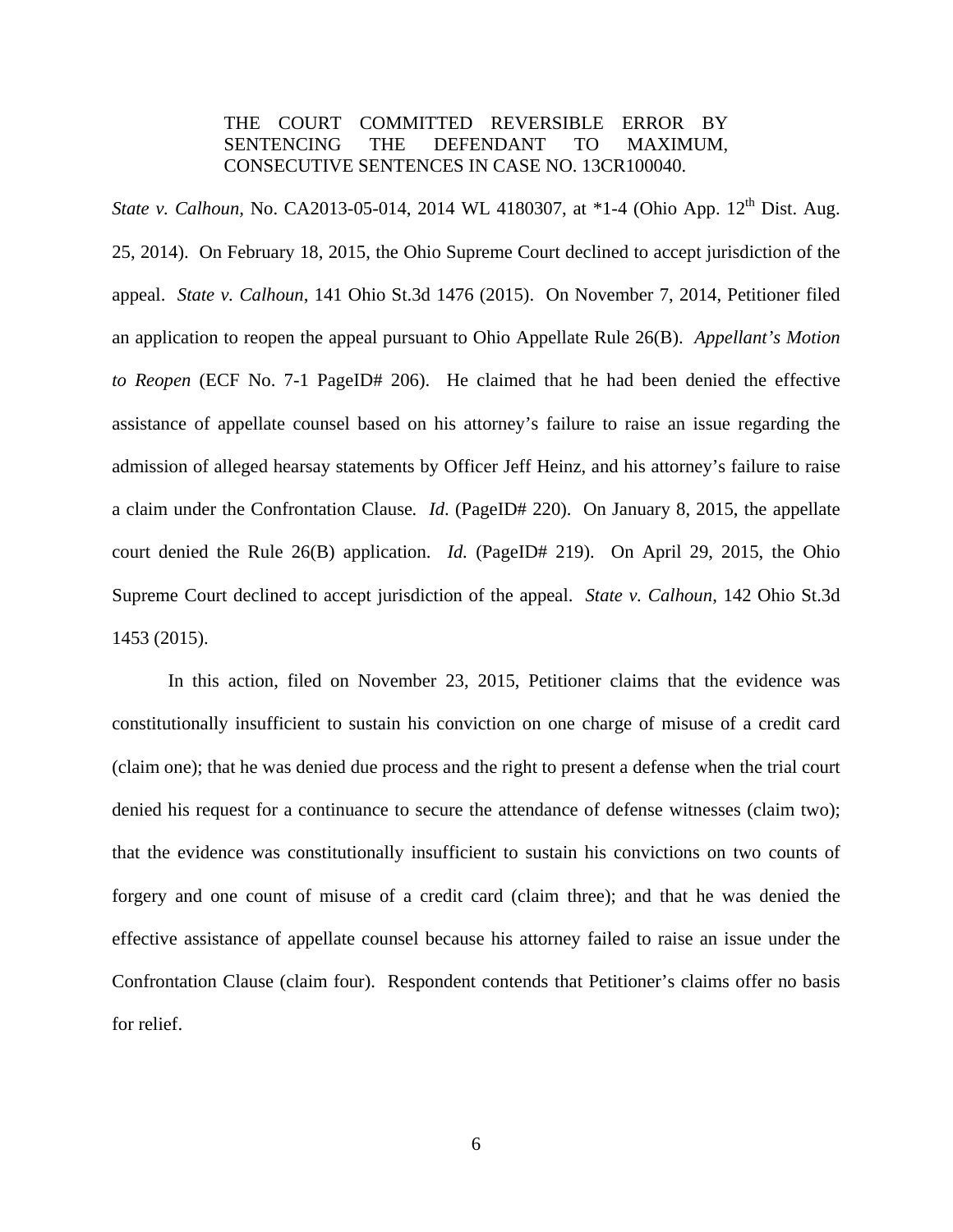> THE COURT COMMITTED REVERSIBLE ERROR BY SENTENCING THE DEFENDANT TO MAXIMUM, CONSECUTIVE SENTENCES IN CASE NO. 13CR100040.

*State v. Calhoun*, No. CA2013-05-014, 2014 WL 4180307, at *1-4 (Ohio App. 12th Dist. Aug. 25, 2014). On February 18, 2015, the Ohio Supreme Court declined to accept jurisdiction of the appeal. *State v. Calhoun*, 141 Ohio St.3d 1476 (2015). On November 7, 2014, Petitioner filed an application to reopen the appeal pursuant to Ohio Appellate Rule 26(B). *Appellant's Motion to Reopen* (ECF No. 7-1 PageID# 206). He claimed that he had been denied the effective assistance of appellate counsel based on his attorney's failure to raise an issue regarding the admission of alleged hearsay statements by Officer Jeff Heinz, and his attorney's failure to raise a claim under the Confrontation Clause. *Id*. (PageID# 220). On January 8, 2015, the appellate court denied the Rule 26(B) application. *Id.* (PageID# 219). On April 29, 2015, the Ohio Supreme Court declined to accept jurisdiction of the appeal. *State v. Calhoun*, 142 Ohio St.3d 1453 (2015).

In this action, filed on November 23, 2015, Petitioner claims that the evidence was constitutionally insufficient to sustain his conviction on one charge of misuse of a credit card (claim one); that he was denied due process and the right to present a defense when the trial court denied his request for a continuance to secure the attendance of defense witnesses (claim two); that the evidence was constitutionally insufficient to sustain his convictions on two counts of forgery and one count of misuse of a credit card (claim three); and that he was denied the effective assistance of appellate counsel because his attorney failed to raise an issue under the Confrontation Clause (claim four). Respondent contends that Petitioner's claims offer no basis for relief.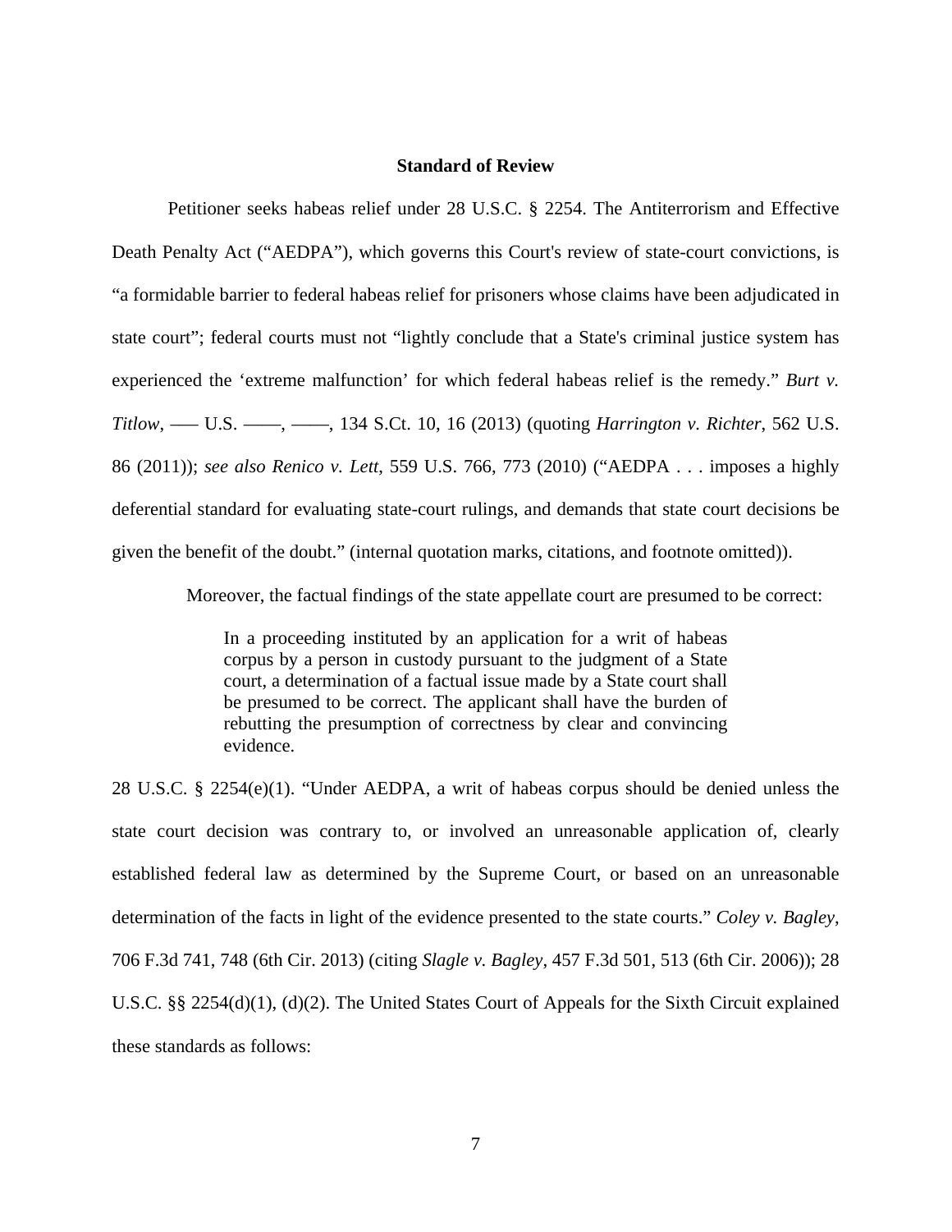## Standard of Review

Petitioner seeks habeas relief under 28 U.S.C. § 2254. The Antiterrorism and Effective Death Penalty Act ("AEDPA"), which governs this Court's review of state-court convictions, is "a formidable barrier to federal habeas relief for prisoners whose claims have been adjudicated in state court"; federal courts must not "lightly conclude that a State's criminal justice system has experienced the 'extreme malfunction' for which federal habeas relief is the remedy." *Burt v. Titlow*, ––– U.S. ––––, ––––, 134 S.Ct. 10, 16 (2013) (quoting *Harrington v. Richter*, 562 U.S. 86 (2011)); *see also Renico v. Lett*, 559 U.S. 766, 773 (2010) ("AEDPA . . . imposes a highly deferential standard for evaluating state-court rulings, and demands that state court decisions be given the benefit of the doubt." (internal quotation marks, citations, and footnote omitted)).

Moreover, the factual findings of the state appellate court are presumed to be correct:

> In a proceeding instituted by an application for a writ of habeas corpus by a person in custody pursuant to the judgment of a State court, a determination of a factual issue made by a State court shall be presumed to be correct. The applicant shall have the burden of rebutting the presumption of correctness by clear and convincing evidence.

28 U.S.C. § 2254(e)(1). "Under AEDPA, a writ of habeas corpus should be denied unless the state court decision was contrary to, or involved an unreasonable application of, clearly established federal law as determined by the Supreme Court, or based on an unreasonable determination of the facts in light of the evidence presented to the state courts." *Coley v. Bagley*, 706 F.3d 741, 748 (6th Cir. 2013) (citing *Slagle v. Bagley*, 457 F.3d 501, 513 (6th Cir. 2006)); 28 U.S.C. §§ 2254(d)(1), (d)(2). The United States Court of Appeals for the Sixth Circuit explained these standards as follows: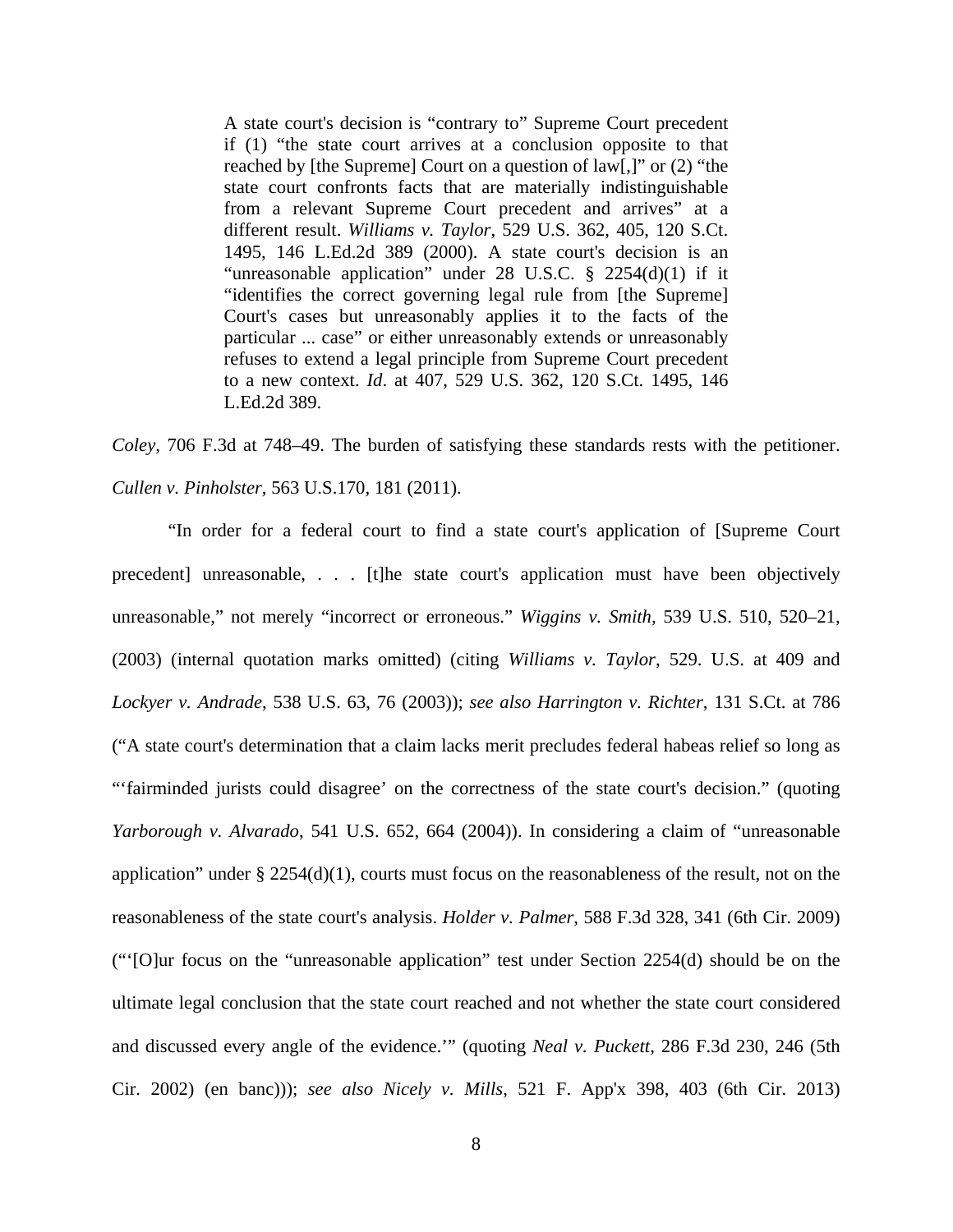> A state court's decision is "contrary to" Supreme Court precedent if (1) "the state court arrives at a conclusion opposite to that reached by [the Supreme] Court on a question of law[,]" or (2) "the state court confronts facts that are materially indistinguishable from a relevant Supreme Court precedent and arrives" at a different result. *Williams v. Taylor*, 529 U.S. 362, 405, 120 S.Ct. 1495, 146 L.Ed.2d 389 (2000). A state court's decision is an "unreasonable application" under 28 U.S.C. § 2254(d)(1) if it "identifies the correct governing legal rule from [the Supreme] Court's cases but unreasonably applies it to the facts of the particular ... case" or either unreasonably extends or unreasonably refuses to extend a legal principle from Supreme Court precedent to a new context. *Id*. at 407, 529 U.S. 362, 120 S.Ct. 1495, 146 L.Ed.2d 389.

*Coley*, 706 F.3d at 748–49. The burden of satisfying these standards rests with the petitioner. *Cullen v. Pinholster*, 563 U.S.170, 181 (2011).

"In order for a federal court to find a state court's application of [Supreme Court precedent] unreasonable, . . . [t]he state court's application must have been objectively unreasonable," not merely "incorrect or erroneous." *Wiggins v. Smith*, 539 U.S. 510, 520–21, (2003) (internal quotation marks omitted) (citing *Williams v. Taylor*, 529. U.S. at 409 and *Lockyer v. Andrade*, 538 U.S. 63, 76 (2003)); *see also Harrington v. Richter*, 131 S.Ct. at 786 ("A state court's determination that a claim lacks merit precludes federal habeas relief so long as "'fairminded jurists could disagree' on the correctness of the state court's decision." (quoting *Yarborough v. Alvarado*, 541 U.S. 652, 664 (2004)). In considering a claim of "unreasonable application" under § 2254(d)(1), courts must focus on the reasonableness of the result, not on the reasonableness of the state court's analysis. *Holder v. Palmer*, 588 F.3d 328, 341 (6th Cir. 2009) ("'[O]ur focus on the "unreasonable application" test under Section 2254(d) should be on the ultimate legal conclusion that the state court reached and not whether the state court considered and discussed every angle of the evidence.'" (quoting *Neal v. Puckett*, 286 F.3d 230, 246 (5th Cir. 2002) (en banc))); *see also Nicely v. Mills*, 521 F. App'x 398, 403 (6th Cir. 2013)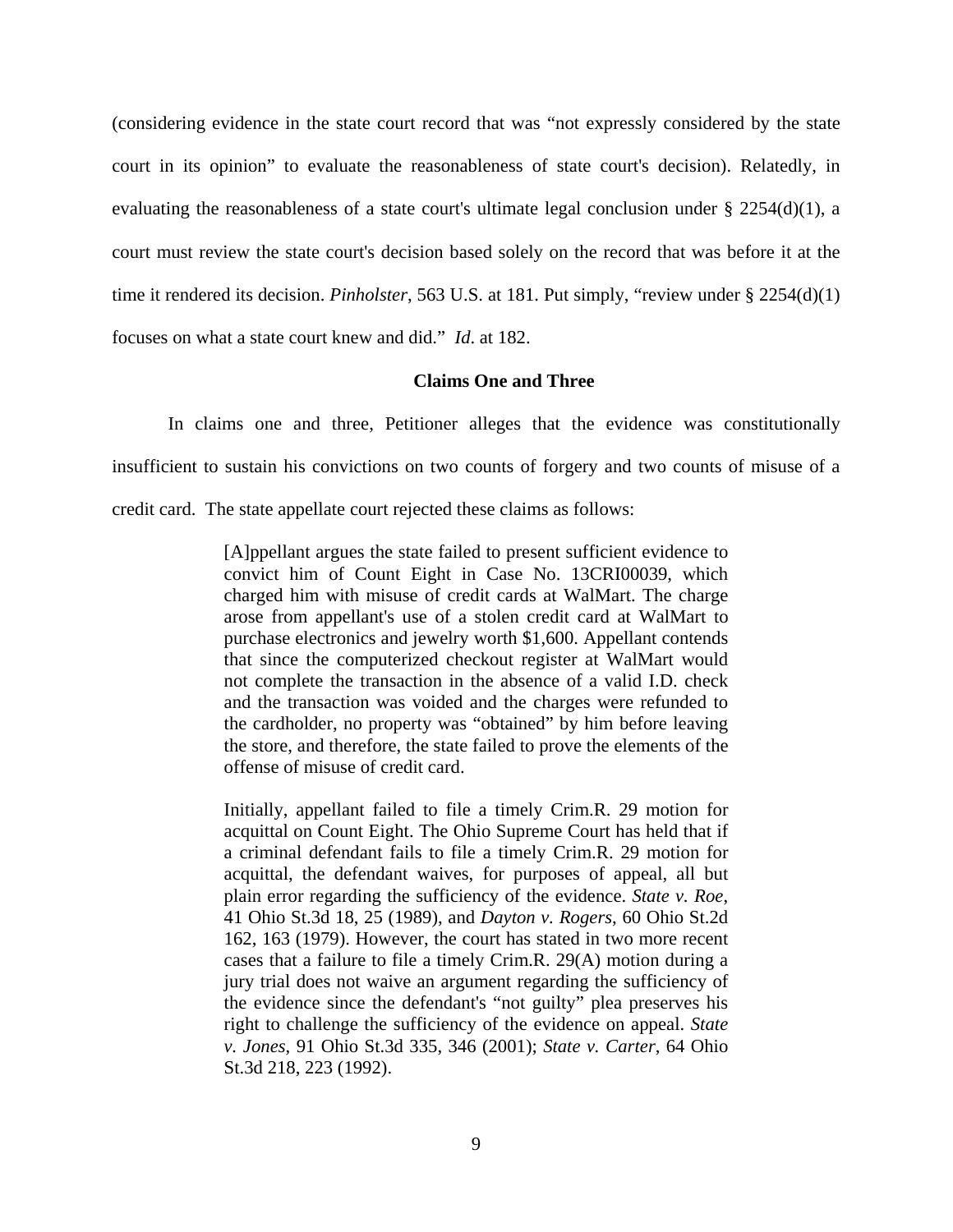(considering evidence in the state court record that was "not expressly considered by the state court in its opinion" to evaluate the reasonableness of state court's decision). Relatedly, in evaluating the reasonableness of a state court's ultimate legal conclusion under § 2254(d)(1), a court must review the state court's decision based solely on the record that was before it at the time it rendered its decision. *Pinholster*, 563 U.S. at 181. Put simply, "review under § 2254(d)(1) focuses on what a state court knew and did." *Id*. at 182.

**Claims One and Three**

In claims one and three, Petitioner alleges that the evidence was constitutionally insufficient to sustain his convictions on two counts of forgery and two counts of misuse of a credit card. The state appellate court rejected these claims as follows:

> [A]ppellant argues the state failed to present sufficient evidence to convict him of Count Eight in Case No. 13CRI00039, which charged him with misuse of credit cards at WalMart. The charge arose from appellant's use of a stolen credit card at WalMart to purchase electronics and jewelry worth $1,600. Appellant contends that since the computerized checkout register at WalMart would not complete the transaction in the absence of a valid I.D. check and the transaction was voided and the charges were refunded to the cardholder, no property was "obtained" by him before leaving the store, and therefore, the state failed to prove the elements of the offense of misuse of credit card.
>
> Initially, appellant failed to file a timely Crim.R. 29 motion for acquittal on Count Eight. The Ohio Supreme Court has held that if a criminal defendant fails to file a timely Crim.R. 29 motion for acquittal, the defendant waives, for purposes of appeal, all but plain error regarding the sufficiency of the evidence. *State v. Roe*, 41 Ohio St.3d 18, 25 (1989), and *Dayton v. Rogers*, 60 Ohio St.2d 162, 163 (1979). However, the court has stated in two more recent cases that a failure to file a timely Crim.R. 29(A) motion during a jury trial does not waive an argument regarding the sufficiency of the evidence since the defendant's "not guilty" plea preserves his right to challenge the sufficiency of the evidence on appeal. *State v. Jones*, 91 Ohio St.3d 335, 346 (2001); *State v. Carter*, 64 Ohio St.3d 218, 223 (1992).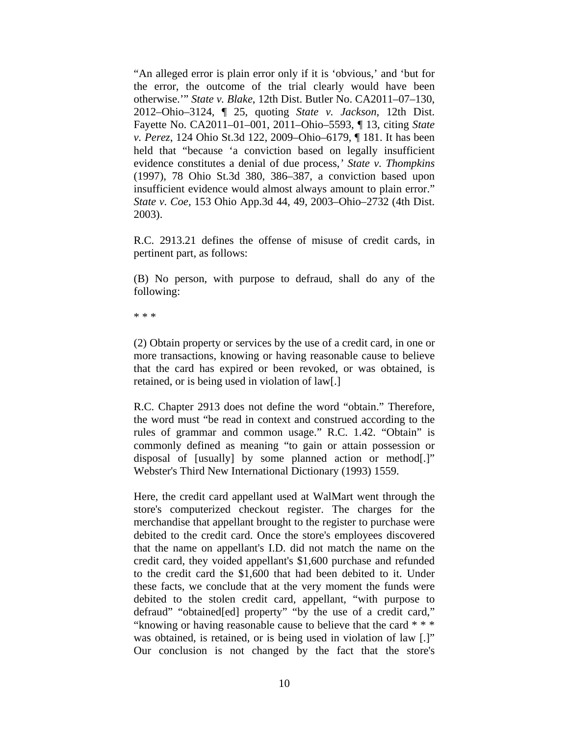"An alleged error is plain error only if it is 'obvious,' and 'but for the error, the outcome of the trial clearly would have been otherwise.'" *State v. Blake*, 12th Dist. Butler No. CA2011–07–130, 2012–Ohio–3124, ¶ 25, quoting *State v. Jackson*, 12th Dist. Fayette No. CA2011–01–001, 2011–Ohio–5593, ¶ 13, citing *State v. Perez*, 124 Ohio St.3d 122, 2009–Ohio–6179, ¶ 181. It has been held that "because 'a conviction based on legally insufficient evidence constitutes a denial of due process,' *State v. Thompkins* (1997), 78 Ohio St.3d 380, 386–387, a conviction based upon insufficient evidence would almost always amount to plain error." *State v. Coe*, 153 Ohio App.3d 44, 49, 2003–Ohio–2732 (4th Dist. 2003).

R.C. 2913.21 defines the offense of misuse of credit cards, in pertinent part, as follows:

(B) No person, with purpose to defraud, shall do any of the following:

* * *

(2) Obtain property or services by the use of a credit card, in one or more transactions, knowing or having reasonable cause to believe that the card has expired or been revoked, or was obtained, is retained, or is being used in violation of law[.]

R.C. Chapter 2913 does not define the word "obtain." Therefore, the word must "be read in context and construed according to the rules of grammar and common usage." R.C. 1.42. "Obtain" is commonly defined as meaning "to gain or attain possession or disposal of [usually] by some planned action or method[.]" Webster's Third New International Dictionary (1993) 1559.

Here, the credit card appellant used at WalMart went through the store's computerized checkout register. The charges for the merchandise that appellant brought to the register to purchase were debited to the credit card. Once the store's employees discovered that the name on appellant's I.D. did not match the name on the credit card, they voided appellant's $1,600 purchase and refunded to the credit card the $1,600 that had been debited to it. Under these facts, we conclude that at the very moment the funds were debited to the stolen credit card, appellant, "with purpose to defraud" "obtained[ed] property" "by the use of a credit card," "knowing or having reasonable cause to believe that the card * * * was obtained, is retained, or is being used in violation of law [.]" Our conclusion is not changed by the fact that the store's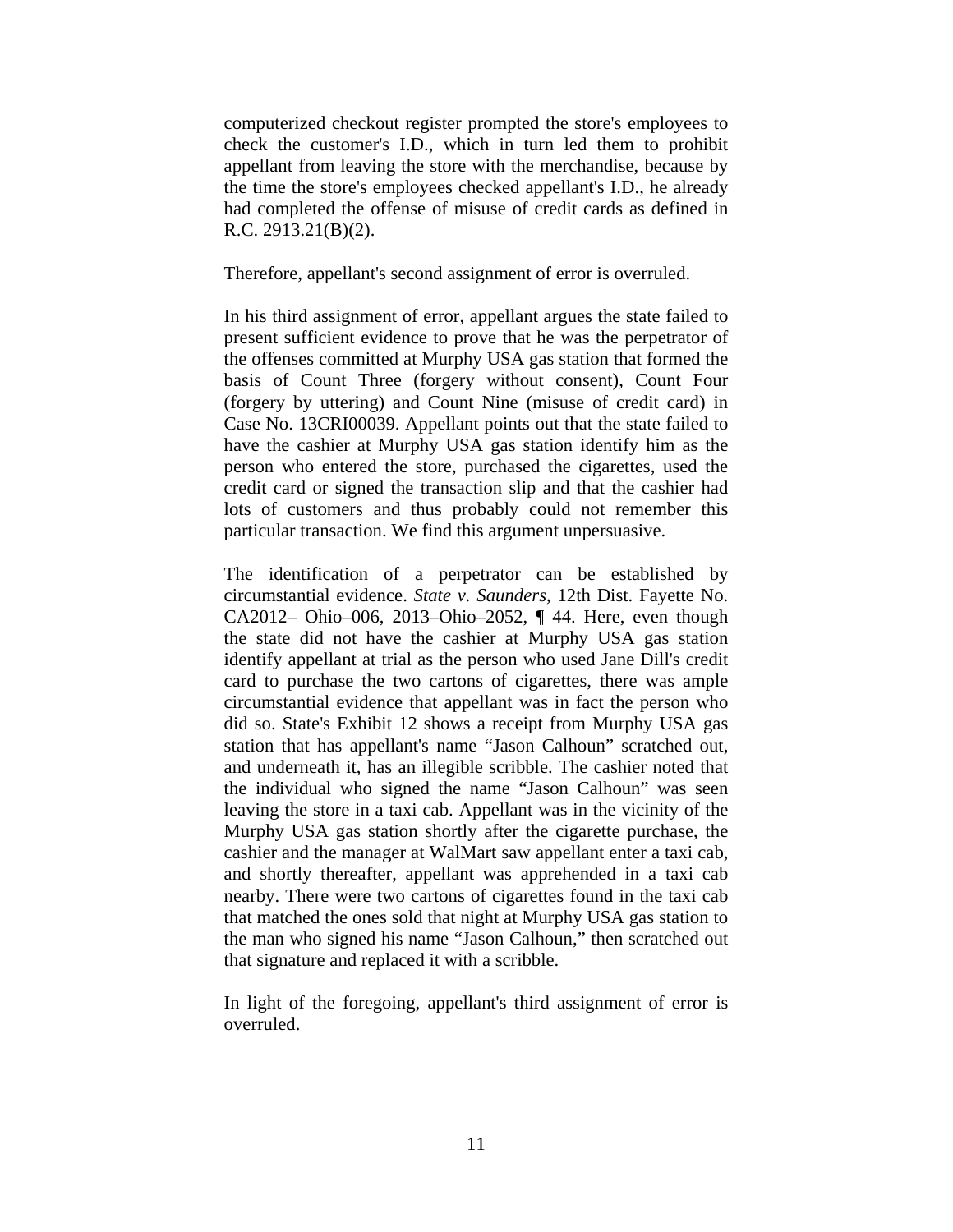computerized checkout register prompted the store's employees to check the customer's I.D., which in turn led them to prohibit appellant from leaving the store with the merchandise, because by the time the store's employees checked appellant's I.D., he already had completed the offense of misuse of credit cards as defined in R.C. 2913.21(B)(2).

Therefore, appellant's second assignment of error is overruled.

In his third assignment of error, appellant argues the state failed to present sufficient evidence to prove that he was the perpetrator of the offenses committed at Murphy USA gas station that formed the basis of Count Three (forgery without consent), Count Four (forgery by uttering) and Count Nine (misuse of credit card) in Case No. 13CRI00039. Appellant points out that the state failed to have the cashier at Murphy USA gas station identify him as the person who entered the store, purchased the cigarettes, used the credit card or signed the transaction slip and that the cashier had lots of customers and thus probably could not remember this particular transaction. We find this argument unpersuasive.

The identification of a perpetrator can be established by circumstantial evidence. *State v. Saunders*, 12th Dist. Fayette No. CA2012– Ohio–006, 2013–Ohio–2052, ¶ 44. Here, even though the state did not have the cashier at Murphy USA gas station identify appellant at trial as the person who used Jane Dill's credit card to purchase the two cartons of cigarettes, there was ample circumstantial evidence that appellant was in fact the person who did so. State's Exhibit 12 shows a receipt from Murphy USA gas station that has appellant's name "Jason Calhoun" scratched out, and underneath it, has an illegible scribble. The cashier noted that the individual who signed the name "Jason Calhoun" was seen leaving the store in a taxi cab. Appellant was in the vicinity of the Murphy USA gas station shortly after the cigarette purchase, the cashier and the manager at WalMart saw appellant enter a taxi cab, and shortly thereafter, appellant was apprehended in a taxi cab nearby. There were two cartons of cigarettes found in the taxi cab that matched the ones sold that night at Murphy USA gas station to the man who signed his name "Jason Calhoun," then scratched out that signature and replaced it with a scribble.

In light of the foregoing, appellant's third assignment of error is overruled.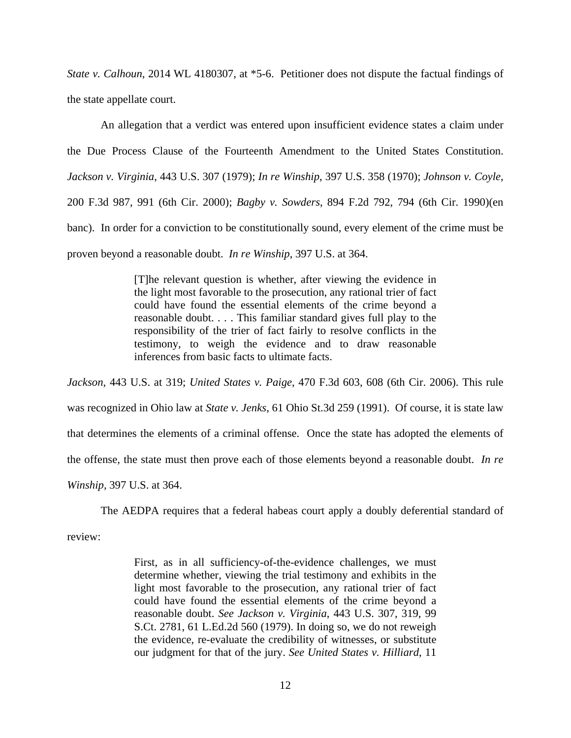*State v. Calhoun*, 2014 WL 4180307, at *5-6. Petitioner does not dispute the factual findings of the state appellate court.

An allegation that a verdict was entered upon insufficient evidence states a claim under the Due Process Clause of the Fourteenth Amendment to the United States Constitution. *Jackson v. Virginia*, 443 U.S. 307 (1979); *In re Winship*, 397 U.S. 358 (1970); *Johnson v. Coyle*, 200 F.3d 987, 991 (6th Cir. 2000); *Bagby v. Sowders*, 894 F.2d 792, 794 (6th Cir. 1990)(en banc). In order for a conviction to be constitutionally sound, every element of the crime must be proven beyond a reasonable doubt. *In re Winship*, 397 U.S. at 364.

> [T]he relevant question is whether, after viewing the evidence in the light most favorable to the prosecution, any rational trier of fact could have found the essential elements of the crime beyond a reasonable doubt. . . . This familiar standard gives full play to the responsibility of the trier of fact fairly to resolve conflicts in the testimony, to weigh the evidence and to draw reasonable inferences from basic facts to ultimate facts.

*Jackson*, 443 U.S. at 319; *United States v. Paige*, 470 F.3d 603, 608 (6th Cir. 2006). This rule was recognized in Ohio law at *State v. Jenks*, 61 Ohio St.3d 259 (1991). Of course, it is state law that determines the elements of a criminal offense. Once the state has adopted the elements of the offense, the state must then prove each of those elements beyond a reasonable doubt. *In re Winship*, 397 U.S. at 364.

The AEDPA requires that a federal habeas court apply a doubly deferential standard of review:

> First, as in all sufficiency-of-the-evidence challenges, we must determine whether, viewing the trial testimony and exhibits in the light most favorable to the prosecution, any rational trier of fact could have found the essential elements of the crime beyond a reasonable doubt. *See Jackson v. Virginia*, 443 U.S. 307, 319, 99 S.Ct. 2781, 61 L.Ed.2d 560 (1979). In doing so, we do not reweigh the evidence, re-evaluate the credibility of witnesses, or substitute our judgment for that of the jury. *See United States v. Hilliard*, 11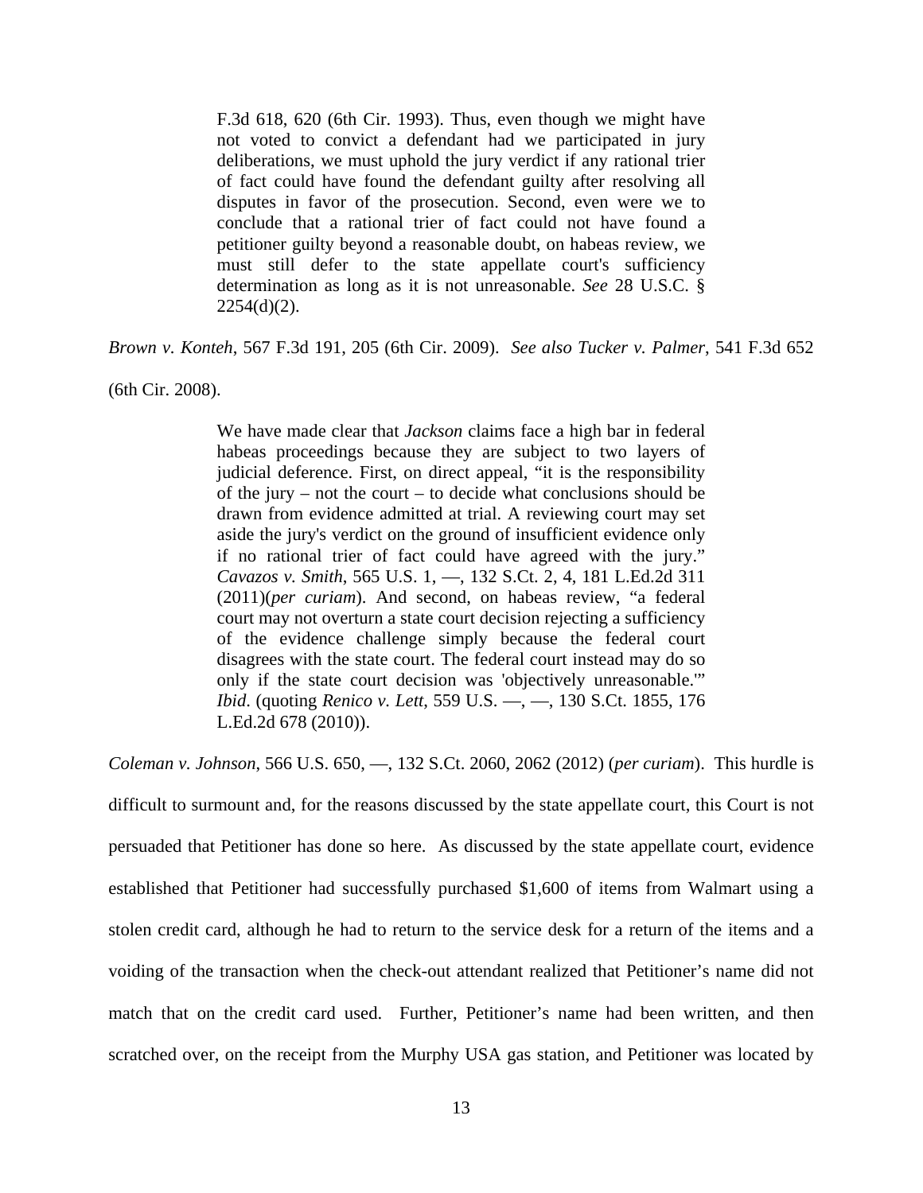> F.3d 618, 620 (6th Cir. 1993). Thus, even though we might have not voted to convict a defendant had we participated in jury deliberations, we must uphold the jury verdict if any rational trier of fact could have found the defendant guilty after resolving all disputes in favor of the prosecution. Second, even were we to conclude that a rational trier of fact could not have found a petitioner guilty beyond a reasonable doubt, on habeas review, we must still defer to the state appellate court's sufficiency determination as long as it is not unreasonable. *See* 28 U.S.C. § 2254(d)(2).

*Brown v. Konteh*, 567 F.3d 191, 205 (6th Cir. 2009). *See also Tucker v. Palmer*, 541 F.3d 652 (6th Cir. 2008).

> We have made clear that *Jackson* claims face a high bar in federal habeas proceedings because they are subject to two layers of judicial deference. First, on direct appeal, "it is the responsibility of the jury – not the court – to decide what conclusions should be drawn from evidence admitted at trial. A reviewing court may set aside the jury's verdict on the ground of insufficient evidence only if no rational trier of fact could have agreed with the jury." *Cavazos v. Smith*, 565 U.S. 1, —, 132 S.Ct. 2, 4, 181 L.Ed.2d 311 (2011)(*per curiam*). And second, on habeas review, "a federal court may not overturn a state court decision rejecting a sufficiency of the evidence challenge simply because the federal court disagrees with the state court. The federal court instead may do so only if the state court decision was 'objectively unreasonable.'" *Ibid*. (quoting *Renico v. Lett*, 559 U.S. —, —, 130 S.Ct. 1855, 176 L.Ed.2d 678 (2010)).

*Coleman v. Johnson*, 566 U.S. 650, —, 132 S.Ct. 2060, 2062 (2012) (*per curiam*). This hurdle is difficult to surmount and, for the reasons discussed by the state appellate court, this Court is not persuaded that Petitioner has done so here. As discussed by the state appellate court, evidence established that Petitioner had successfully purchased $1,600 of items from Walmart using a stolen credit card, although he had to return to the service desk for a return of the items and a voiding of the transaction when the check-out attendant realized that Petitioner's name did not match that on the credit card used. Further, Petitioner's name had been written, and then scratched over, on the receipt from the Murphy USA gas station, and Petitioner was located by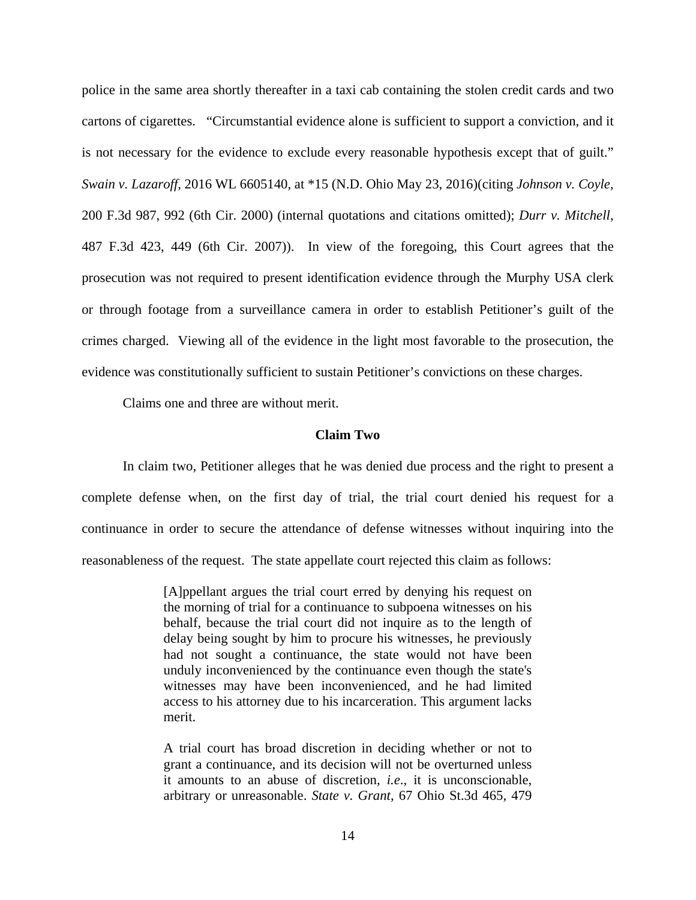police in the same area shortly thereafter in a taxi cab containing the stolen credit cards and two cartons of cigarettes. "Circumstantial evidence alone is sufficient to support a conviction, and it is not necessary for the evidence to exclude every reasonable hypothesis except that of guilt." *Swain v. Lazaroff*, 2016 WL 6605140, at *15 (N.D. Ohio May 23, 2016)(citing *Johnson v. Coyle*, 200 F.3d 987, 992 (6th Cir. 2000) (internal quotations and citations omitted); *Durr v. Mitchell*, 487 F.3d 423, 449 (6th Cir. 2007)). In view of the foregoing, this Court agrees that the prosecution was not required to present identification evidence through the Murphy USA clerk or through footage from a surveillance camera in order to establish Petitioner's guilt of the crimes charged. Viewing all of the evidence in the light most favorable to the prosecution, the evidence was constitutionally sufficient to sustain Petitioner's convictions on these charges.

Claims one and three are without merit.

**Claim Two**

In claim two, Petitioner alleges that he was denied due process and the right to present a complete defense when, on the first day of trial, the trial court denied his request for a continuance in order to secure the attendance of defense witnesses without inquiring into the reasonableness of the request. The state appellate court rejected this claim as follows:

> [A]ppellant argues the trial court erred by denying his request on the morning of trial for a continuance to subpoena witnesses on his behalf, because the trial court did not inquire as to the length of delay being sought by him to procure his witnesses, he previously had not sought a continuance, the state would not have been unduly inconvenienced by the continuance even though the state's witnesses may have been inconvenienced, and he had limited access to his attorney due to his incarceration. This argument lacks merit.
>
> A trial court has broad discretion in deciding whether or not to grant a continuance, and its decision will not be overturned unless it amounts to an abuse of discretion, *i.e.*, it is unconscionable, arbitrary or unreasonable. *State v. Grant*, 67 Ohio St.3d 465, 479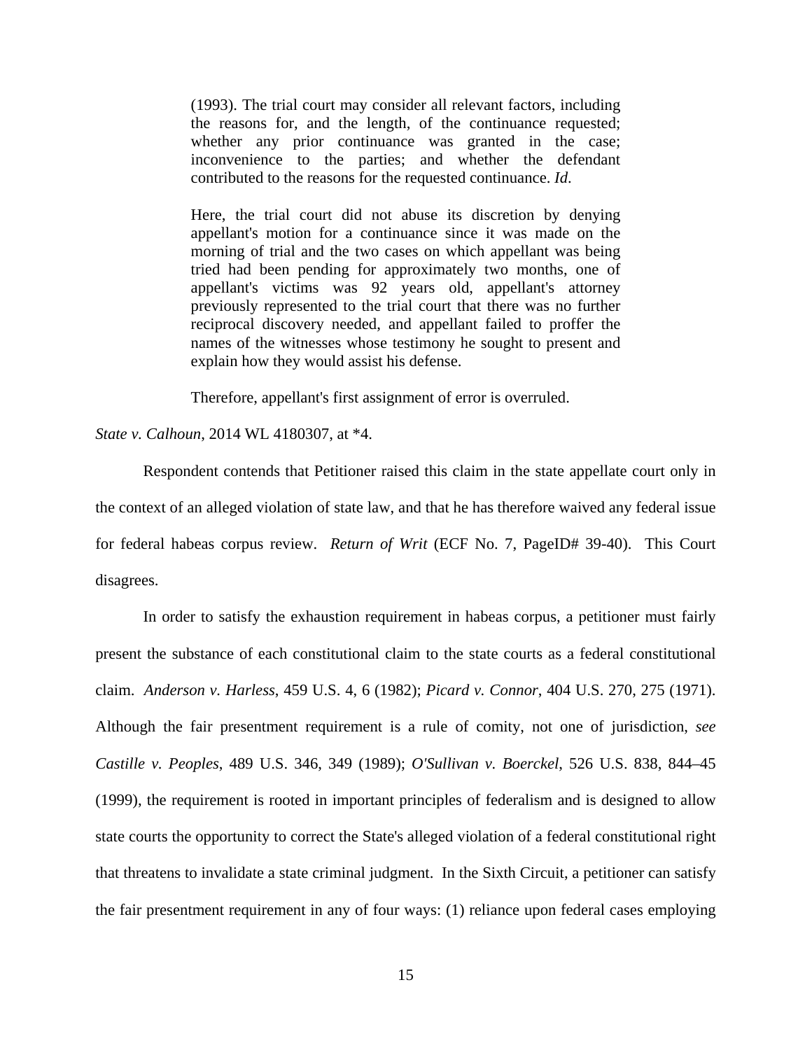> (1993). The trial court may consider all relevant factors, including the reasons for, and the length, of the continuance requested; whether any prior continuance was granted in the case; inconvenience to the parties; and whether the defendant contributed to the reasons for the requested continuance. *Id*.
>
> Here, the trial court did not abuse its discretion by denying appellant's motion for a continuance since it was made on the morning of trial and the two cases on which appellant was being tried had been pending for approximately two months, one of appellant's victims was 92 years old, appellant's attorney previously represented to the trial court that there was no further reciprocal discovery needed, and appellant failed to proffer the names of the witnesses whose testimony he sought to present and explain how they would assist his defense.
>
> Therefore, appellant's first assignment of error is overruled.

*State v. Calhoun*, 2014 WL 4180307, at *4.

Respondent contends that Petitioner raised this claim in the state appellate court only in the context of an alleged violation of state law, and that he has therefore waived any federal issue for federal habeas corpus review. *Return of Writ* (ECF No. 7, PageID# 39-40). This Court disagrees.

In order to satisfy the exhaustion requirement in habeas corpus, a petitioner must fairly present the substance of each constitutional claim to the state courts as a federal constitutional claim. *Anderson v. Harless*, 459 U.S. 4, 6 (1982); *Picard v. Connor*, 404 U.S. 270, 275 (1971). Although the fair presentment requirement is a rule of comity, not one of jurisdiction, *see Castille v. Peoples*, 489 U.S. 346, 349 (1989); *O'Sullivan v. Boerckel*, 526 U.S. 838, 844–45 (1999), the requirement is rooted in important principles of federalism and is designed to allow state courts the opportunity to correct the State's alleged violation of a federal constitutional right that threatens to invalidate a state criminal judgment. In the Sixth Circuit, a petitioner can satisfy the fair presentment requirement in any of four ways: (1) reliance upon federal cases employing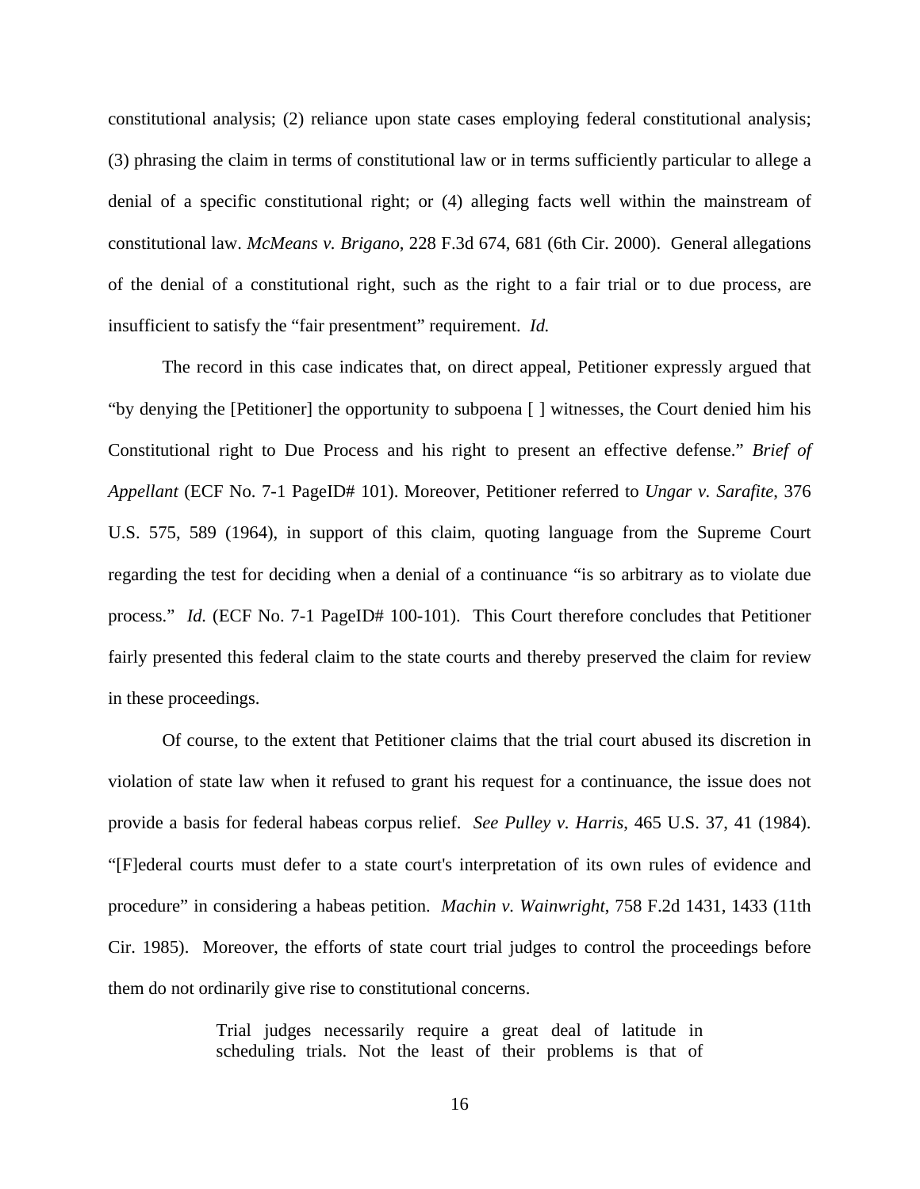constitutional analysis; (2) reliance upon state cases employing federal constitutional analysis; (3) phrasing the claim in terms of constitutional law or in terms sufficiently particular to allege a denial of a specific constitutional right; or (4) alleging facts well within the mainstream of constitutional law. *McMeans v. Brigano*, 228 F.3d 674, 681 (6th Cir. 2000). General allegations of the denial of a constitutional right, such as the right to a fair trial or to due process, are insufficient to satisfy the "fair presentment" requirement. *Id.*

The record in this case indicates that, on direct appeal, Petitioner expressly argued that "by denying the [Petitioner] the opportunity to subpoena [ ] witnesses, the Court denied him his Constitutional right to Due Process and his right to present an effective defense." *Brief of Appellant* (ECF No. 7-1 PageID# 101). Moreover, Petitioner referred to *Ungar v. Sarafite*, 376 U.S. 575, 589 (1964), in support of this claim, quoting language from the Supreme Court regarding the test for deciding when a denial of a continuance "is so arbitrary as to violate due process." *Id.* (ECF No. 7-1 PageID# 100-101). This Court therefore concludes that Petitioner fairly presented this federal claim to the state courts and thereby preserved the claim for review in these proceedings.

Of course, to the extent that Petitioner claims that the trial court abused its discretion in violation of state law when it refused to grant his request for a continuance, the issue does not provide a basis for federal habeas corpus relief. *See Pulley v. Harris*, 465 U.S. 37, 41 (1984). "[F]ederal courts must defer to a state court's interpretation of its own rules of evidence and procedure" in considering a habeas petition. *Machin v. Wainwright*, 758 F.2d 1431, 1433 (11th Cir. 1985). Moreover, the efforts of state court trial judges to control the proceedings before them do not ordinarily give rise to constitutional concerns.

> Trial judges necessarily require a great deal of latitude in scheduling trials. Not the least of their problems is that of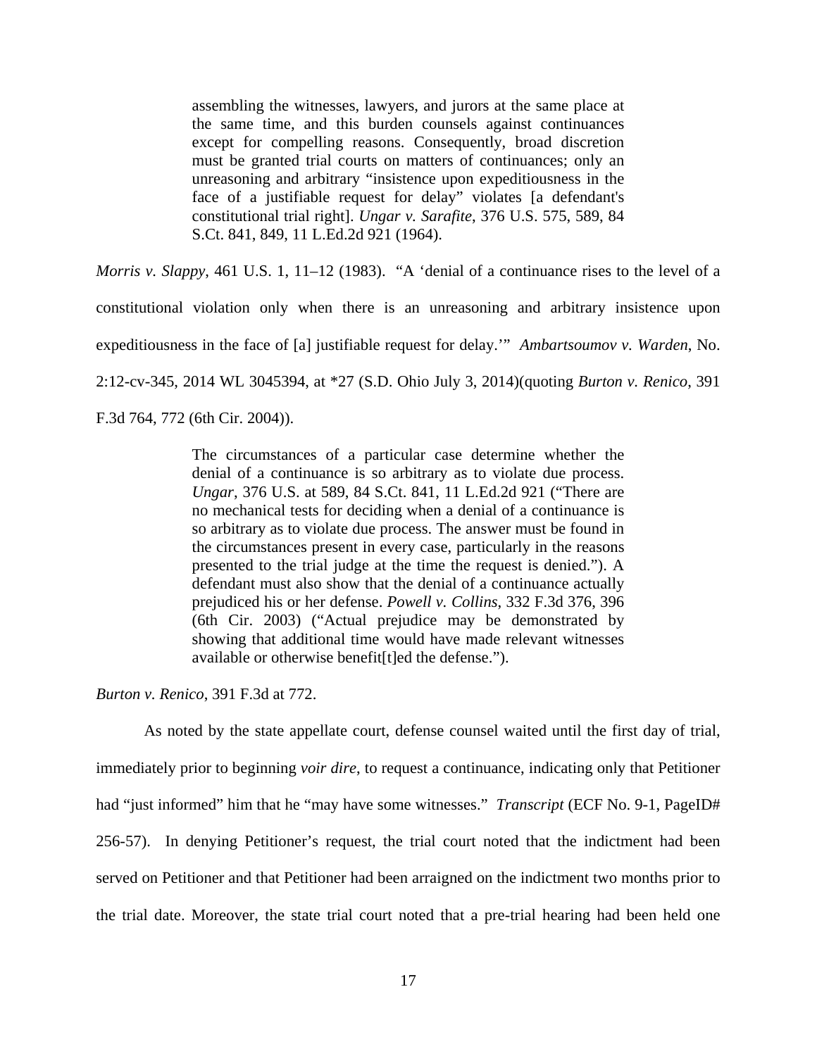> assembling the witnesses, lawyers, and jurors at the same place at the same time, and this burden counsels against continuances except for compelling reasons. Consequently, broad discretion must be granted trial courts on matters of continuances; only an unreasoning and arbitrary "insistence upon expeditiousness in the face of a justifiable request for delay" violates [a defendant's constitutional trial right]. *Ungar v. Sarafite*, 376 U.S. 575, 589, 84 S.Ct. 841, 849, 11 L.Ed.2d 921 (1964).

*Morris v. Slappy*, 461 U.S. 1, 11–12 (1983). "A 'denial of a continuance rises to the level of a constitutional violation only when there is an unreasoning and arbitrary insistence upon expeditiousness in the face of [a] justifiable request for delay.'" *Ambartsoumov v. Warden*, No. 2:12-cv-345, 2014 WL 3045394, at *27 (S.D. Ohio July 3, 2014)(quoting *Burton v. Renico*, 391 F.3d 764, 772 (6th Cir. 2004)).

> The circumstances of a particular case determine whether the denial of a continuance is so arbitrary as to violate due process. *Ungar*, 376 U.S. at 589, 84 S.Ct. 841, 11 L.Ed.2d 921 ("There are no mechanical tests for deciding when a denial of a continuance is so arbitrary as to violate due process. The answer must be found in the circumstances present in every case, particularly in the reasons presented to the trial judge at the time the request is denied."). A defendant must also show that the denial of a continuance actually prejudiced his or her defense. *Powell v. Collins*, 332 F.3d 376, 396 (6th Cir. 2003) ("Actual prejudice may be demonstrated by showing that additional time would have made relevant witnesses available or otherwise benefit[t]ed the defense.").

*Burton v. Renico*, 391 F.3d at 772.

As noted by the state appellate court, defense counsel waited until the first day of trial, immediately prior to beginning *voir dire*, to request a continuance, indicating only that Petitioner had "just informed" him that he "may have some witnesses." *Transcript* (ECF No. 9-1, PageID# 256-57). In denying Petitioner's request, the trial court noted that the indictment had been served on Petitioner and that Petitioner had been arraigned on the indictment two months prior to the trial date. Moreover, the state trial court noted that a pre-trial hearing had been held one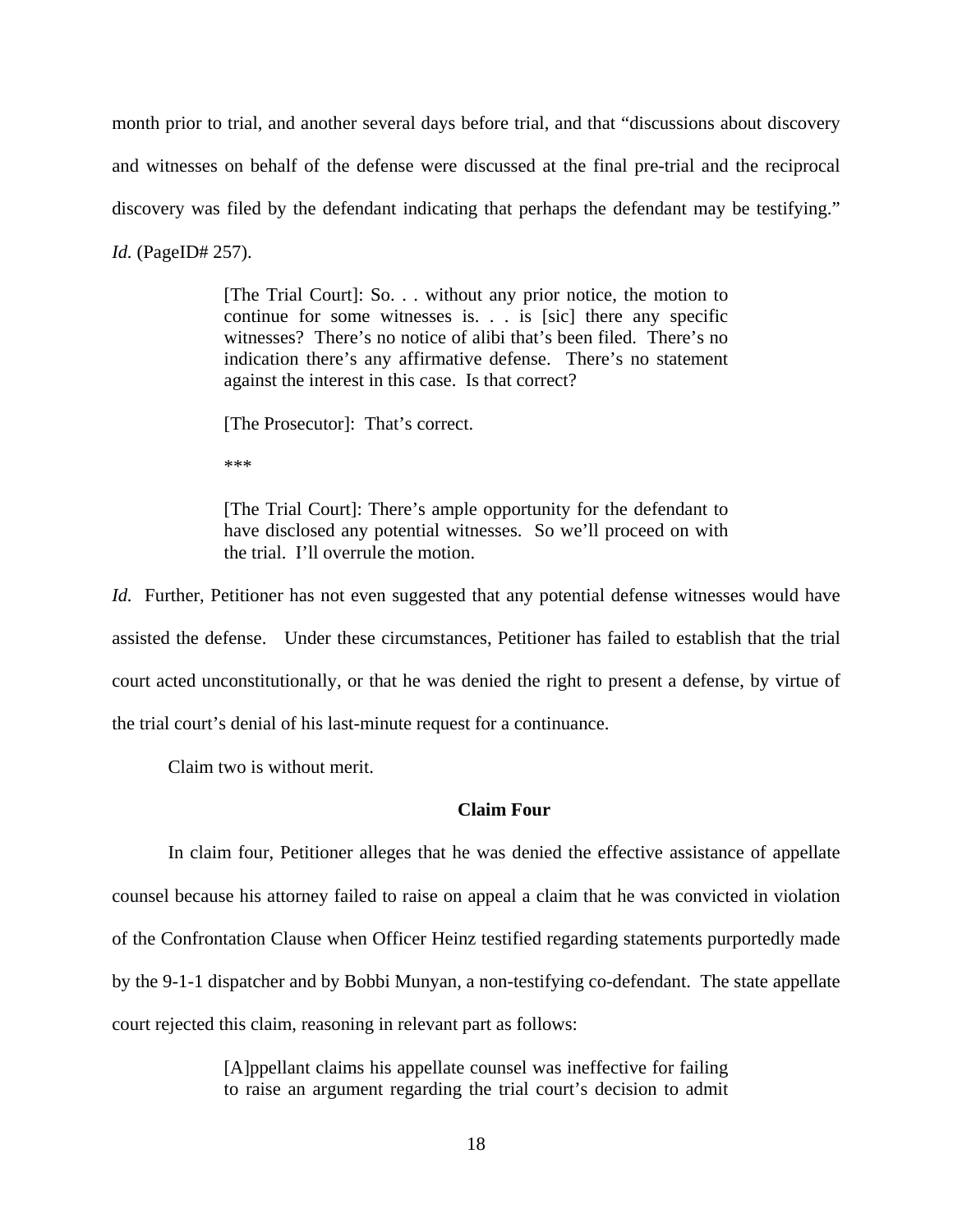month prior to trial, and another several days before trial, and that "discussions about discovery and witnesses on behalf of the defense were discussed at the final pre-trial and the reciprocal discovery was filed by the defendant indicating that perhaps the defendant may be testifying." *Id.* (PageID# 257).

> [The Trial Court]: So. . . without any prior notice, the motion to continue for some witnesses is. . . is [sic] there any specific witnesses? There's no notice of alibi that's been filed. There's no indication there's any affirmative defense. There's no statement against the interest in this case. Is that correct?
>
> [The Prosecutor]: That's correct.
>
> ***
>
> [The Trial Court]: There's ample opportunity for the defendant to have disclosed any potential witnesses. So we'll proceed on with the trial. I'll overrule the motion.

*Id.* Further, Petitioner has not even suggested that any potential defense witnesses would have assisted the defense. Under these circumstances, Petitioner has failed to establish that the trial court acted unconstitutionally, or that he was denied the right to present a defense, by virtue of the trial court's denial of his last-minute request for a continuance.

Claim two is without merit.

### Claim Four

In claim four, Petitioner alleges that he was denied the effective assistance of appellate counsel because his attorney failed to raise on appeal a claim that he was convicted in violation of the Confrontation Clause when Officer Heinz testified regarding statements purportedly made by the 9-1-1 dispatcher and by Bobbi Munyan, a non-testifying co-defendant. The state appellate court rejected this claim, reasoning in relevant part as follows:

> [A]ppellant claims his appellate counsel was ineffective for failing to raise an argument regarding the trial court's decision to admit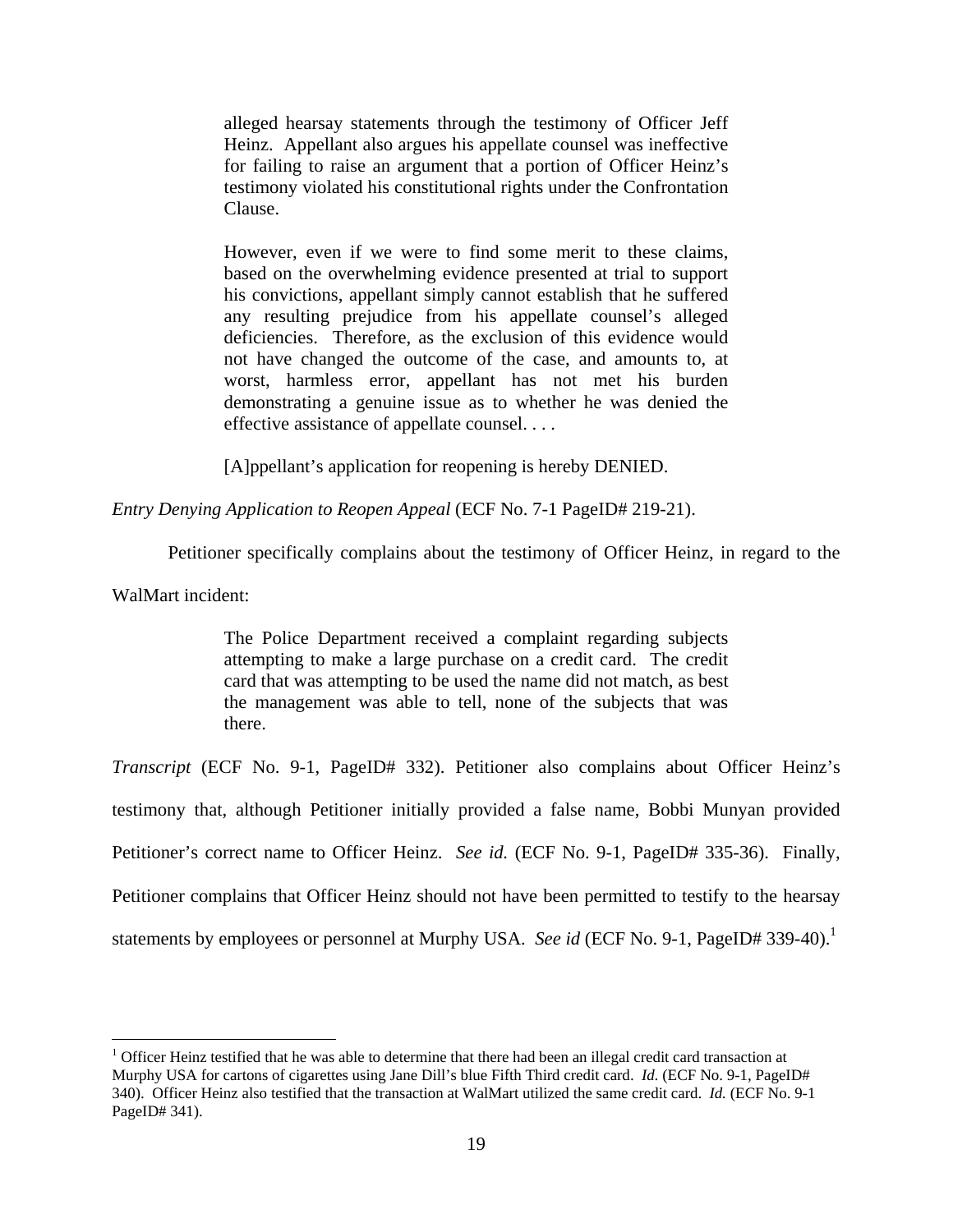> alleged hearsay statements through the testimony of Officer Jeff Heinz. Appellant also argues his appellate counsel was ineffective for failing to raise an argument that a portion of Officer Heinz's testimony violated his constitutional rights under the Confrontation Clause.
>
> However, even if we were to find some merit to these claims, based on the overwhelming evidence presented at trial to support his convictions, appellant simply cannot establish that he suffered any resulting prejudice from his appellate counsel's alleged deficiencies. Therefore, as the exclusion of this evidence would not have changed the outcome of the case, and amounts to, at worst, harmless error, appellant has not met his burden demonstrating a genuine issue as to whether he was denied the effective assistance of appellate counsel. . . .
>
> [A]ppellant's application for reopening is hereby DENIED.

*Entry Denying Application to Reopen Appeal* (ECF No. 7-1 PageID# 219-21).

Petitioner specifically complains about the testimony of Officer Heinz, in regard to the WalMart incident:

> The Police Department received a complaint regarding subjects attempting to make a large purchase on a credit card. The credit card that was attempting to be used the name did not match, as best the management was able to tell, none of the subjects that was there.

*Transcript* (ECF No. 9-1, PageID# 332). Petitioner also complains about Officer Heinz's testimony that, although Petitioner initially provided a false name, Bobbi Munyan provided Petitioner's correct name to Officer Heinz. *See id.* (ECF No. 9-1, PageID# 335-36). Finally, Petitioner complains that Officer Heinz should not have been permitted to testify to the hearsay statements by employees or personnel at Murphy USA. *See id* (ECF No. 9-1, PageID# 339-40).[1]

[1] Officer Heinz testified that he was able to determine that there had been an illegal credit card transaction at Murphy USA for cartons of cigarettes using Jane Dill's blue Fifth Third credit card. *Id.* (ECF No. 9-1, PageID# 340). Officer Heinz also testified that the transaction at WalMart utilized the same credit card. *Id.* (ECF No. 9-1 PageID# 341).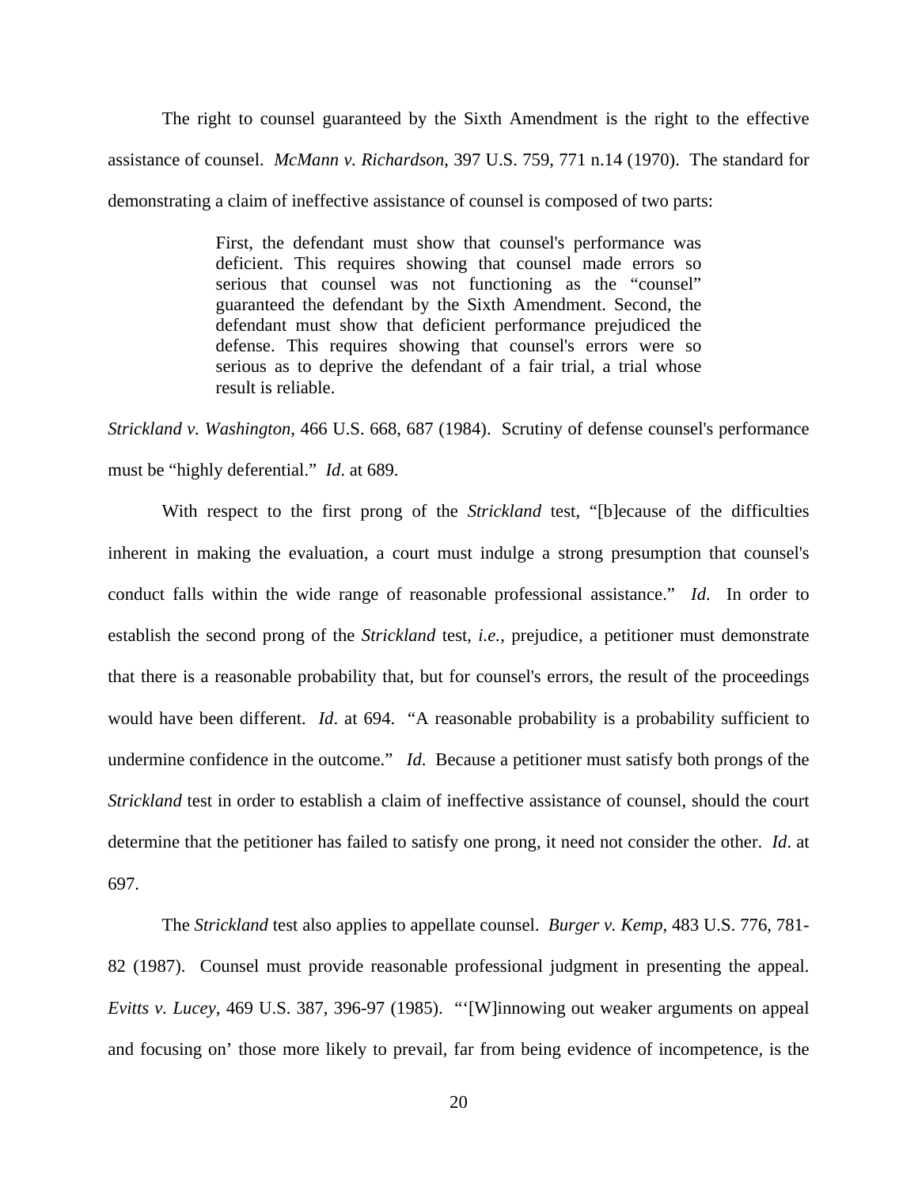The right to counsel guaranteed by the Sixth Amendment is the right to the effective assistance of counsel. *McMann v. Richardson*, 397 U.S. 759, 771 n.14 (1970). The standard for demonstrating a claim of ineffective assistance of counsel is composed of two parts:

> First, the defendant must show that counsel's performance was deficient. This requires showing that counsel made errors so serious that counsel was not functioning as the "counsel" guaranteed the defendant by the Sixth Amendment. Second, the defendant must show that deficient performance prejudiced the defense. This requires showing that counsel's errors were so serious as to deprive the defendant of a fair trial, a trial whose result is reliable.

*Strickland v. Washington*, 466 U.S. 668, 687 (1984). Scrutiny of defense counsel's performance must be "highly deferential." *Id*. at 689.

With respect to the first prong of the *Strickland* test, "[b]ecause of the difficulties inherent in making the evaluation, a court must indulge a strong presumption that counsel's conduct falls within the wide range of reasonable professional assistance." *Id*. In order to establish the second prong of the *Strickland* test, *i.e.*, prejudice, a petitioner must demonstrate that there is a reasonable probability that, but for counsel's errors, the result of the proceedings would have been different. *Id*. at 694. "A reasonable probability is a probability sufficient to undermine confidence in the outcome." *Id*. Because a petitioner must satisfy both prongs of the *Strickland* test in order to establish a claim of ineffective assistance of counsel, should the court determine that the petitioner has failed to satisfy one prong, it need not consider the other. *Id*. at 697.

The *Strickland* test also applies to appellate counsel. *Burger v. Kemp*, 483 U.S. 776, 781-82 (1987). Counsel must provide reasonable professional judgment in presenting the appeal. *Evitts v. Lucey*, 469 U.S. 387, 396-97 (1985). "'[W]innowing out weaker arguments on appeal and focusing on' those more likely to prevail, far from being evidence of incompetence, is the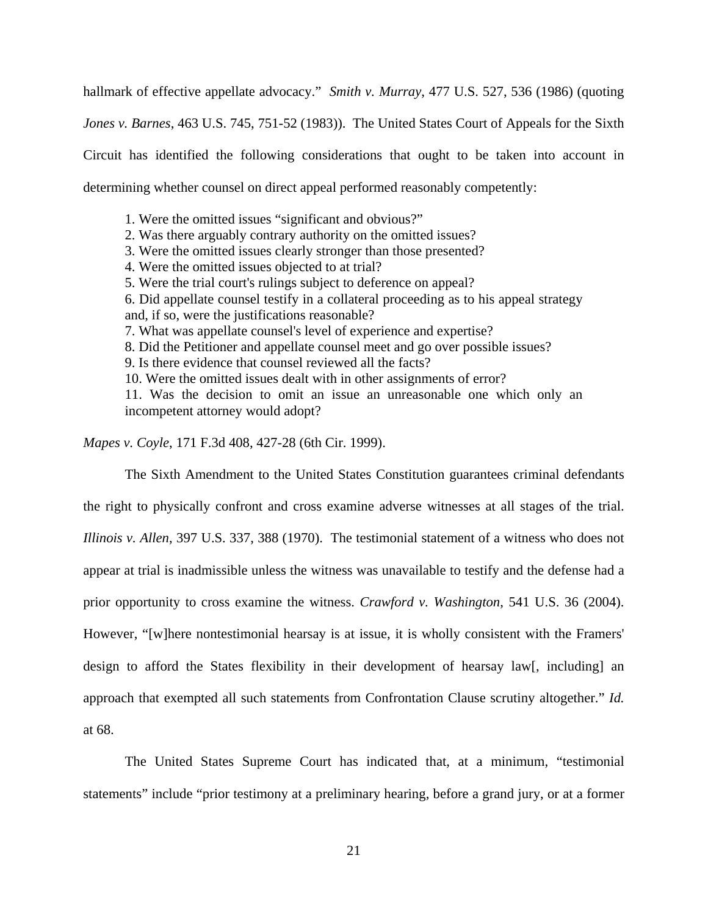hallmark of effective appellate advocacy." *Smith v. Murray*, 477 U.S. 527, 536 (1986) (quoting *Jones v. Barnes*, 463 U.S. 745, 751-52 (1983)). The United States Court of Appeals for the Sixth Circuit has identified the following considerations that ought to be taken into account in determining whether counsel on direct appeal performed reasonably competently:

> 1. Were the omitted issues "significant and obvious?"
> 2. Was there arguably contrary authority on the omitted issues?
> 3. Were the omitted issues clearly stronger than those presented?
> 4. Were the omitted issues objected to at trial?
> 5. Were the trial court's rulings subject to deference on appeal?
> 6. Did appellate counsel testify in a collateral proceeding as to his appeal strategy and, if so, were the justifications reasonable?
> 7. What was appellate counsel's level of experience and expertise?
> 8. Did the Petitioner and appellate counsel meet and go over possible issues?
> 9. Is there evidence that counsel reviewed all the facts?
> 10. Were the omitted issues dealt with in other assignments of error?
> 11. Was the decision to omit an issue an unreasonable one which only an incompetent attorney would adopt?

*Mapes v. Coyle*, 171 F.3d 408, 427-28 (6th Cir. 1999).

The Sixth Amendment to the United States Constitution guarantees criminal defendants the right to physically confront and cross examine adverse witnesses at all stages of the trial. *Illinois v. Allen*, 397 U.S. 337, 388 (1970). The testimonial statement of a witness who does not appear at trial is inadmissible unless the witness was unavailable to testify and the defense had a prior opportunity to cross examine the witness. *Crawford v. Washington*, 541 U.S. 36 (2004). However, "[w]here nontestimonial hearsay is at issue, it is wholly consistent with the Framers' design to afford the States flexibility in their development of hearsay law[, including] an approach that exempted all such statements from Confrontation Clause scrutiny altogether." *Id.* at 68.

The United States Supreme Court has indicated that, at a minimum, "testimonial statements" include "prior testimony at a preliminary hearing, before a grand jury, or at a former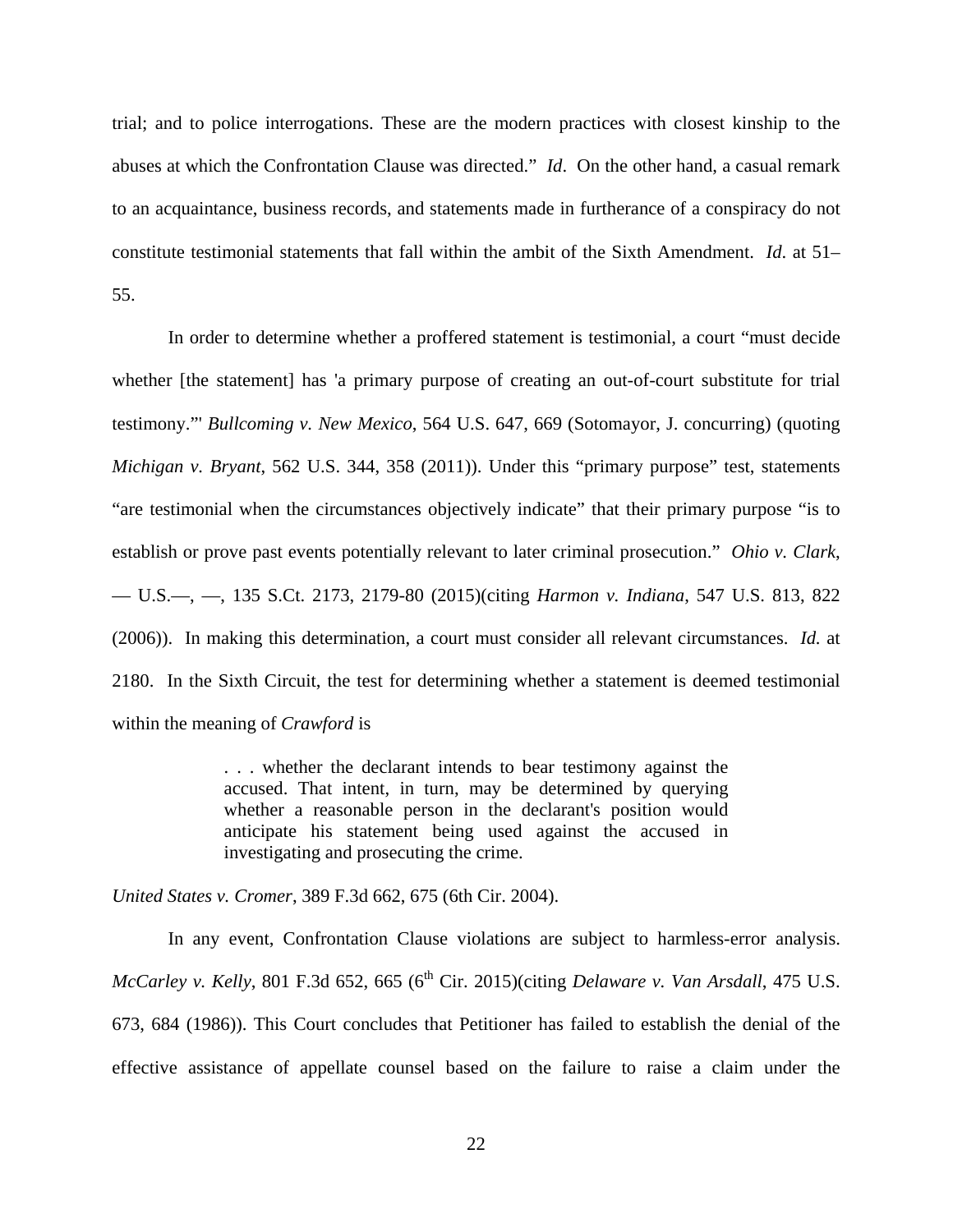trial; and to police interrogations. These are the modern practices with closest kinship to the abuses at which the Confrontation Clause was directed." *Id*. On the other hand, a casual remark to an acquaintance, business records, and statements made in furtherance of a conspiracy do not constitute testimonial statements that fall within the ambit of the Sixth Amendment. *Id*. at 51–55.

In order to determine whether a proffered statement is testimonial, a court "must decide whether [the statement] has 'a primary purpose of creating an out-of-court substitute for trial testimony.'" *Bullcoming v. New Mexico*, 564 U.S. 647, 669 (Sotomayor, J. concurring) (quoting *Michigan v. Bryant*, 562 U.S. 344, 358 (2011)). Under this "primary purpose" test, statements "are testimonial when the circumstances objectively indicate" that their primary purpose "is to establish or prove past events potentially relevant to later criminal prosecution." *Ohio v. Clark*, — U.S.—, —, 135 S.Ct. 2173, 2179-80 (2015)(citing *Harmon v. Indiana*, 547 U.S. 813, 822 (2006)). In making this determination, a court must consider all relevant circumstances. *Id.* at 2180. In the Sixth Circuit, the test for determining whether a statement is deemed testimonial within the meaning of *Crawford* is

> . . . whether the declarant intends to bear testimony against the accused. That intent, in turn, may be determined by querying whether a reasonable person in the declarant's position would anticipate his statement being used against the accused in investigating and prosecuting the crime.

*United States v. Cromer*, 389 F.3d 662, 675 (6th Cir. 2004).

In any event, Confrontation Clause violations are subject to harmless-error analysis. *McCarley v. Kelly*, 801 F.3d 652, 665 (6th Cir. 2015)(citing *Delaware v. Van Arsdall*, 475 U.S. 673, 684 (1986)). This Court concludes that Petitioner has failed to establish the denial of the effective assistance of appellate counsel based on the failure to raise a claim under the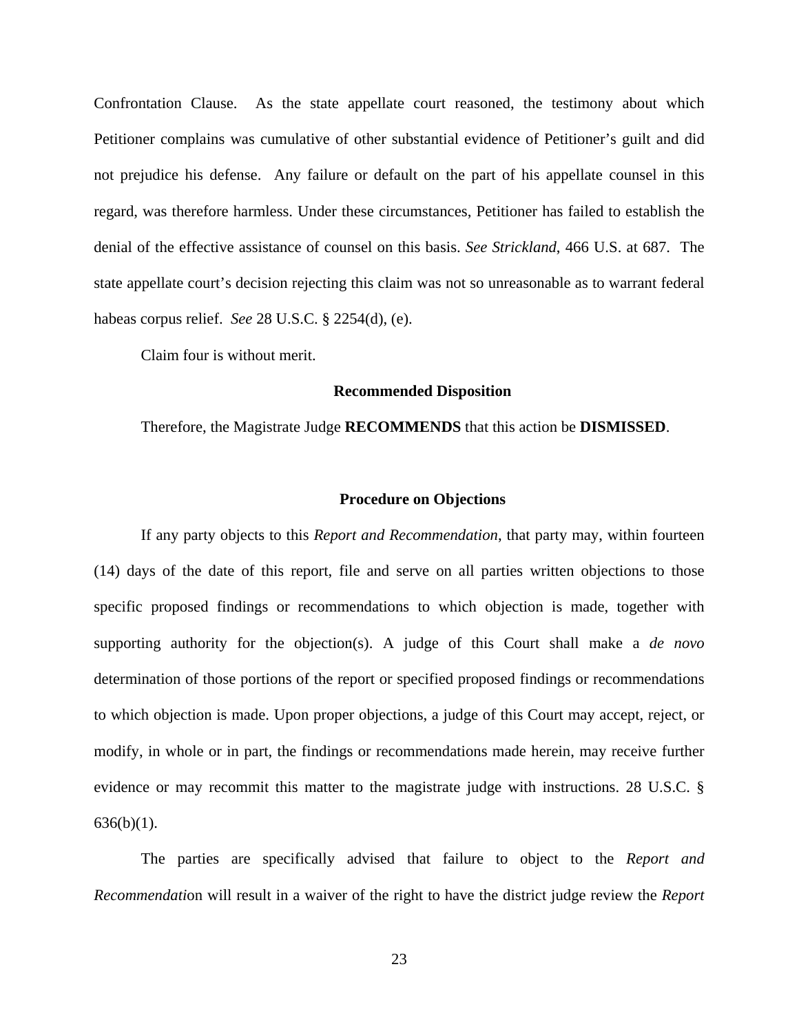Confrontation Clause. As the state appellate court reasoned, the testimony about which Petitioner complains was cumulative of other substantial evidence of Petitioner's guilt and did not prejudice his defense. Any failure or default on the part of his appellate counsel in this regard, was therefore harmless. Under these circumstances, Petitioner has failed to establish the denial of the effective assistance of counsel on this basis. *See Strickland*, 466 U.S. at 687. The state appellate court's decision rejecting this claim was not so unreasonable as to warrant federal habeas corpus relief. *See* 28 U.S.C. § 2254(d), (e).

Claim four is without merit.

### Recommended Disposition

Therefore, the Magistrate Judge **RECOMMENDS** that this action be **DISMISSED**.

### Procedure on Objections

If any party objects to this *Report and Recommendation*, that party may, within fourteen (14) days of the date of this report, file and serve on all parties written objections to those specific proposed findings or recommendations to which objection is made, together with supporting authority for the objection(s). A judge of this Court shall make a *de novo* determination of those portions of the report or specified proposed findings or recommendations to which objection is made. Upon proper objections, a judge of this Court may accept, reject, or modify, in whole or in part, the findings or recommendations made herein, may receive further evidence or may recommit this matter to the magistrate judge with instructions. 28 U.S.C. § 636(b)(1).

The parties are specifically advised that failure to object to the *Report and Recommendation* will result in a waiver of the right to have the district judge review the *Report*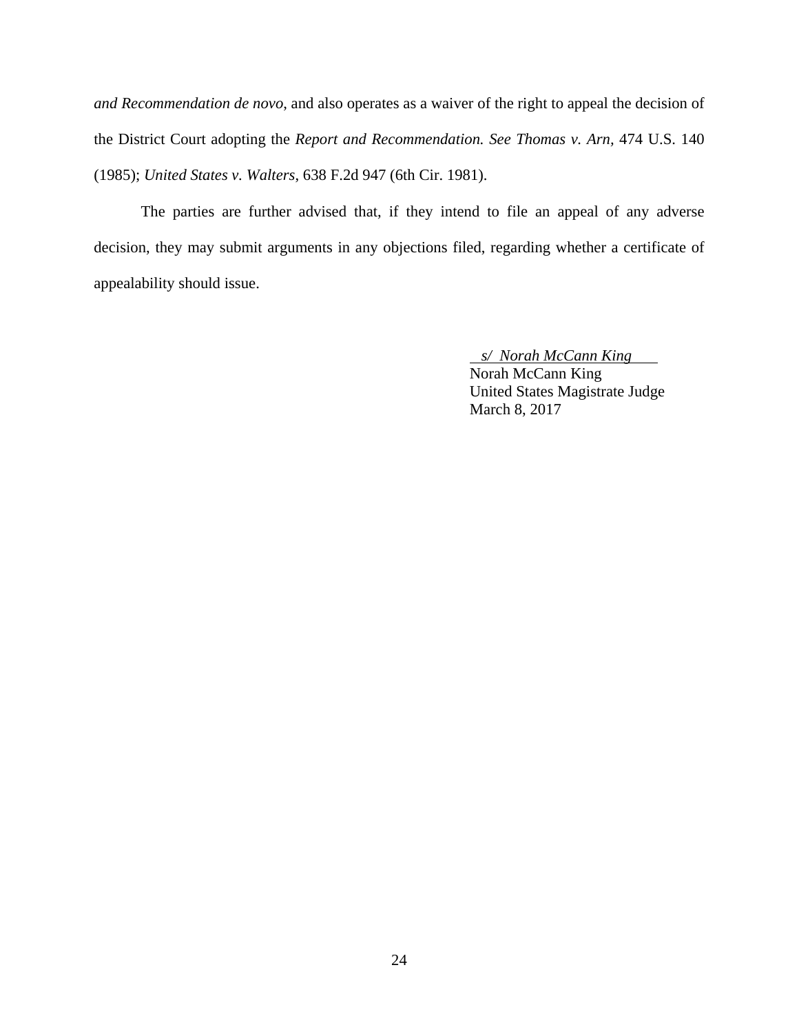*and Recommendation de novo*, and also operates as a waiver of the right to appeal the decision of the District Court adopting the *Report and Recommendation. See Thomas v. Arn,* 474 U.S. 140 (1985); *United States v. Walters*, 638 F.2d 947 (6th Cir. 1981).

The parties are further advised that, if they intend to file an appeal of any adverse decision, they may submit arguments in any objections filed, regarding whether a certificate of appealability should issue.

*s/ Norah McCann King*
Norah McCann King
United States Magistrate Judge
March 8, 2017